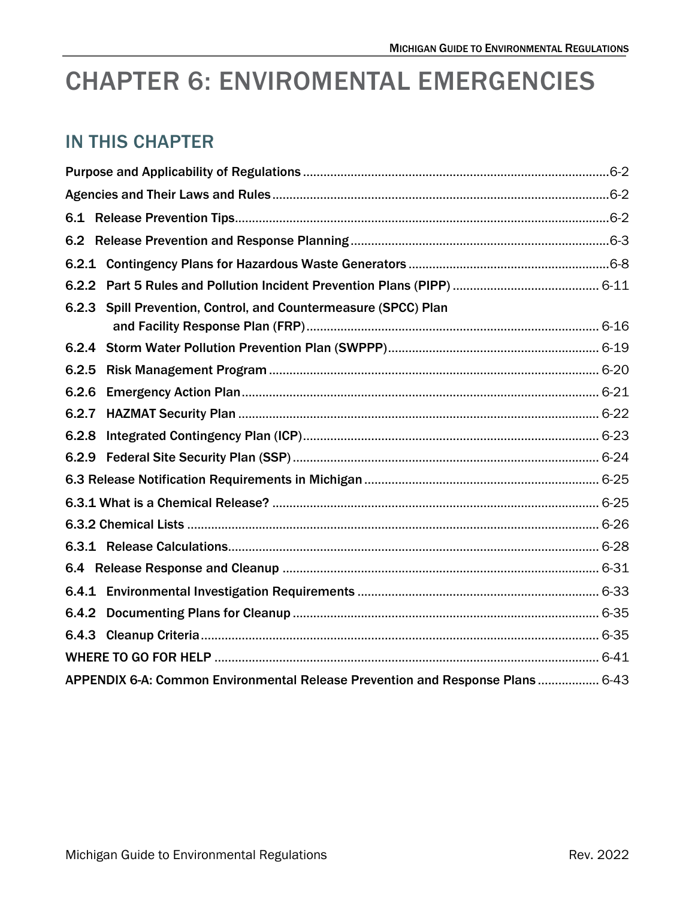# CHAPTER 6: ENVIROMENTAL EMERGENCIES

## IN THIS CHAPTER

Purpose and Applicability of Regulations ............ 6-2

Agencies and Their Laws and Rules ............ 6-2

6.1 Release Prevention Tips ............ 6-2

6.2 Release Prevention and Response Planning ............ 6-3

6.2.1 Contingency Plans for Hazardous Waste Generators ............ 6-8

6.2.2 Part 5 Rules and Pollution Incident Prevention Plans (PIPP) ............ 6-11

6.2.3 Spill Prevention, Control, and Countermeasure (SPCC) Plan and Facility Response Plan (FRP) ............ 6-16

6.2.4 Storm Water Pollution Prevention Plan (SWPPP) ............ 6-19

6.2.5 Risk Management Program ............ 6-20

6.2.6 Emergency Action Plan ............ 6-21

6.2.7 HAZMAT Security Plan ............ 6-22

6.2.8 Integrated Contingency Plan (ICP) ............ 6-23

6.2.9 Federal Site Security Plan (SSP) ............ 6-24

6.3 Release Notification Requirements in Michigan ............ 6-25

6.3.1 What is a Chemical Release? ............ 6-25

6.3.2 Chemical Lists ............ 6-26

6.3.1 Release Calculations ............ 6-28

6.4 Release Response and Cleanup ............ 6-31

6.4.1 Environmental Investigation Requirements ............ 6-33

6.4.2 Documenting Plans for Cleanup ............ 6-35

6.4.3 Cleanup Criteria ............ 6-35

WHERE TO GO FOR HELP ............ 6-41

APPENDIX 6-A: Common Environmental Release Prevention and Response Plans ............ 6-43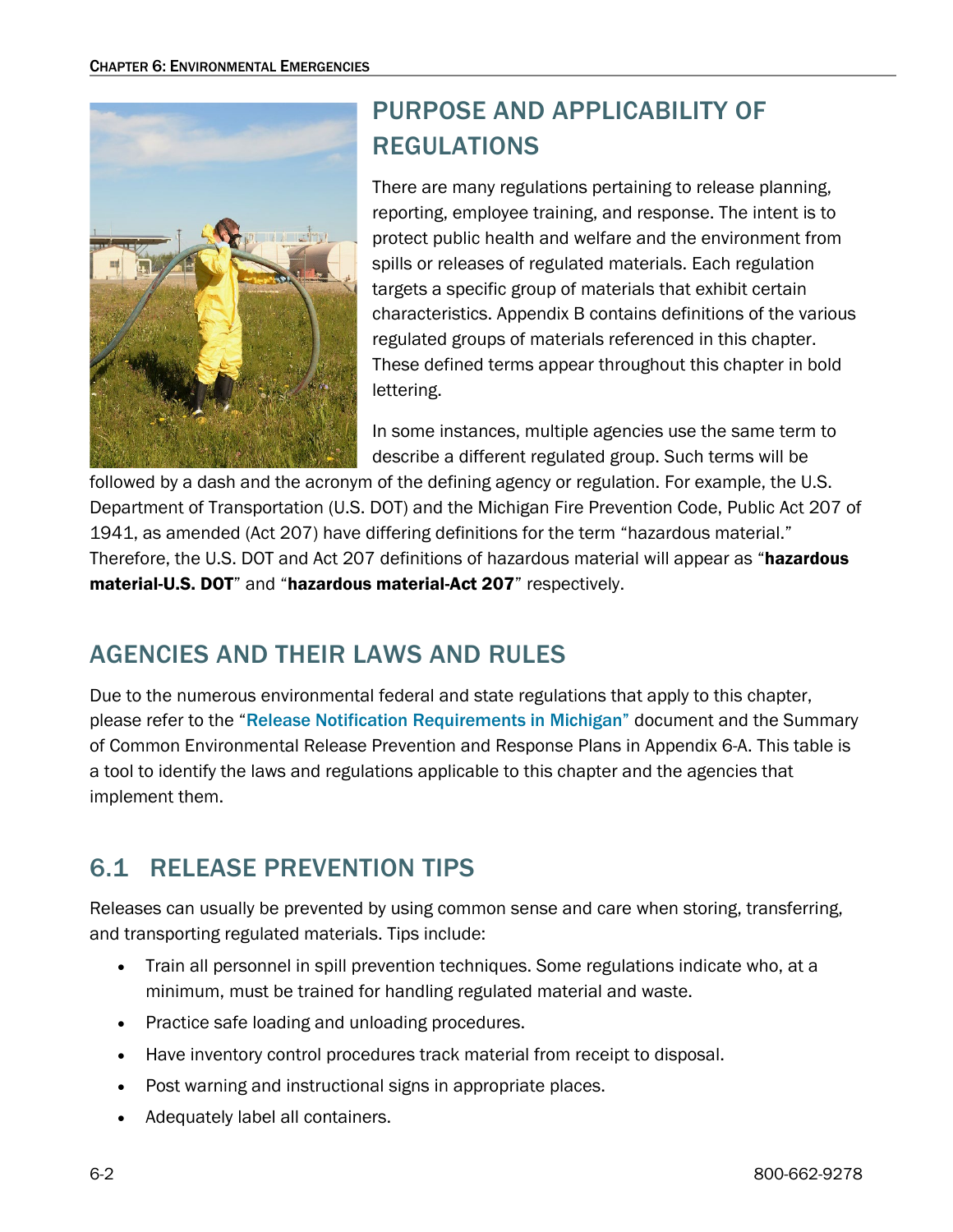## PURPOSE AND APPLICABILITY OF REGULATIONS

There are many regulations pertaining to release planning, reporting, employee training, and response. The intent is to protect public health and welfare and the environment from spills or releases of regulated materials. Each regulation targets a specific group of materials that exhibit certain characteristics. Appendix B contains definitions of the various regulated groups of materials referenced in this chapter. These defined terms appear throughout this chapter in bold lettering.

In some instances, multiple agencies use the same term to describe a different regulated group. Such terms will be followed by a dash and the acronym of the defining agency or regulation. For example, the U.S. Department of Transportation (U.S. DOT) and the Michigan Fire Prevention Code, Public Act 207 of 1941, as amended (Act 207) have differing definitions for the term "hazardous material." Therefore, the U.S. DOT and Act 207 definitions of hazardous material will appear as "**hazardous material-U.S. DOT**" and "**hazardous material-Act 207**" respectively.

## AGENCIES AND THEIR LAWS AND RULES

Due to the numerous environmental federal and state regulations that apply to this chapter, please refer to the "Release Notification Requirements in Michigan" document and the Summary of Common Environmental Release Prevention and Response Plans in Appendix 6-A. This table is a tool to identify the laws and regulations applicable to this chapter and the agencies that implement them.

## 6.1 RELEASE PREVENTION TIPS

Releases can usually be prevented by using common sense and care when storing, transferring, and transporting regulated materials. Tips include:

- Train all personnel in spill prevention techniques. Some regulations indicate who, at a minimum, must be trained for handling regulated material and waste.
- Practice safe loading and unloading procedures.
- Have inventory control procedures track material from receipt to disposal.
- Post warning and instructional signs in appropriate places.
- Adequately label all containers.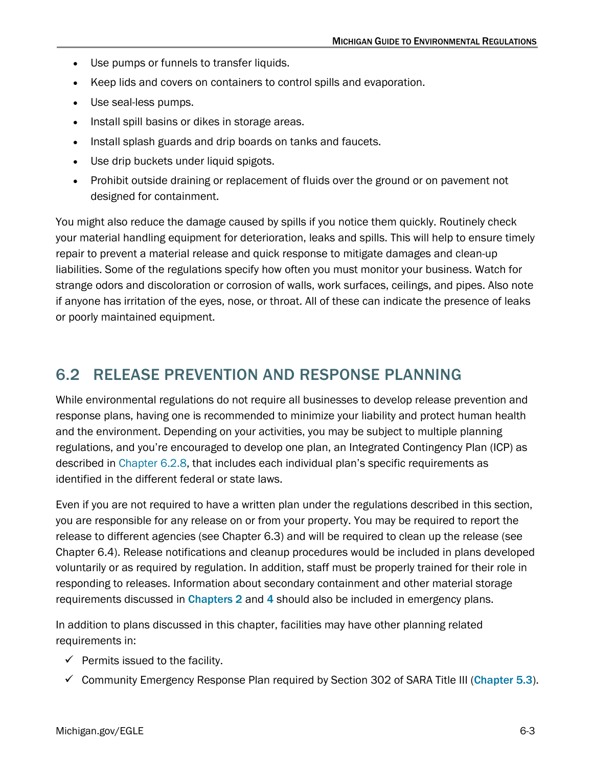- Use pumps or funnels to transfer liquids.
- Keep lids and covers on containers to control spills and evaporation.
- Use seal-less pumps.
- Install spill basins or dikes in storage areas.
- Install splash guards and drip boards on tanks and faucets.
- Use drip buckets under liquid spigots.
- Prohibit outside draining or replacement of fluids over the ground or on pavement not designed for containment.

You might also reduce the damage caused by spills if you notice them quickly. Routinely check your material handling equipment for deterioration, leaks and spills. This will help to ensure timely repair to prevent a material release and quick response to mitigate damages and clean-up liabilities. Some of the regulations specify how often you must monitor your business. Watch for strange odors and discoloration or corrosion of walls, work surfaces, ceilings, and pipes. Also note if anyone has irritation of the eyes, nose, or throat. All of these can indicate the presence of leaks or poorly maintained equipment.

## 6.2 RELEASE PREVENTION AND RESPONSE PLANNING

While environmental regulations do not require all businesses to develop release prevention and response plans, having one is recommended to minimize your liability and protect human health and the environment. Depending on your activities, you may be subject to multiple planning regulations, and you're encouraged to develop one plan, an Integrated Contingency Plan (ICP) as described in Chapter 6.2.8, that includes each individual plan's specific requirements as identified in the different federal or state laws.

Even if you are not required to have a written plan under the regulations described in this section, you are responsible for any release on or from your property. You may be required to report the release to different agencies (see Chapter 6.3) and will be required to clean up the release (see Chapter 6.4). Release notifications and cleanup procedures would be included in plans developed voluntarily or as required by regulation. In addition, staff must be properly trained for their role in responding to releases. Information about secondary containment and other material storage requirements discussed in **Chapters 2** and **4** should also be included in emergency plans.

In addition to plans discussed in this chapter, facilities may have other planning related requirements in:

- ✓ Permits issued to the facility.
- ✓ Community Emergency Response Plan required by Section 302 of SARA Title III (**Chapter 5.3**).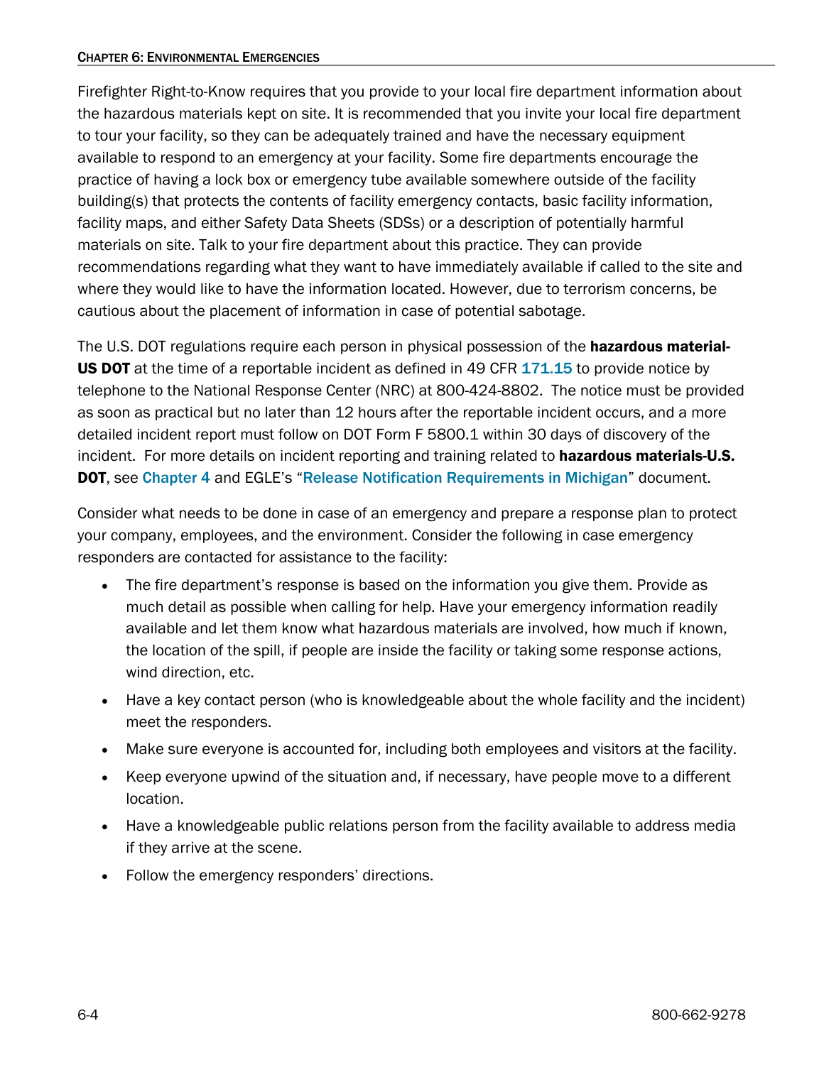Firefighter Right-to-Know requires that you provide to your local fire department information about the hazardous materials kept on site. It is recommended that you invite your local fire department to tour your facility, so they can be adequately trained and have the necessary equipment available to respond to an emergency at your facility. Some fire departments encourage the practice of having a lock box or emergency tube available somewhere outside of the facility building(s) that protects the contents of facility emergency contacts, basic facility information, facility maps, and either Safety Data Sheets (SDSs) or a description of potentially harmful materials on site. Talk to your fire department about this practice. They can provide recommendations regarding what they want to have immediately available if called to the site and where they would like to have the information located. However, due to terrorism concerns, be cautious about the placement of information in case of potential sabotage.

The U.S. DOT regulations require each person in physical possession of the **hazardous material-US DOT** at the time of a reportable incident as defined in 49 CFR 171.15 to provide notice by telephone to the National Response Center (NRC) at 800-424-8802. The notice must be provided as soon as practical but no later than 12 hours after the reportable incident occurs, and a more detailed incident report must follow on DOT Form F 5800.1 within 30 days of discovery of the incident. For more details on incident reporting and training related to **hazardous materials-U.S. DOT**, see Chapter 4 and EGLE's "Release Notification Requirements in Michigan" document.

Consider what needs to be done in case of an emergency and prepare a response plan to protect your company, employees, and the environment. Consider the following in case emergency responders are contacted for assistance to the facility:

- The fire department's response is based on the information you give them. Provide as much detail as possible when calling for help. Have your emergency information readily available and let them know what hazardous materials are involved, how much if known, the location of the spill, if people are inside the facility or taking some response actions, wind direction, etc.
- Have a key contact person (who is knowledgeable about the whole facility and the incident) meet the responders.
- Make sure everyone is accounted for, including both employees and visitors at the facility.
- Keep everyone upwind of the situation and, if necessary, have people move to a different location.
- Have a knowledgeable public relations person from the facility available to address media if they arrive at the scene.
- Follow the emergency responders' directions.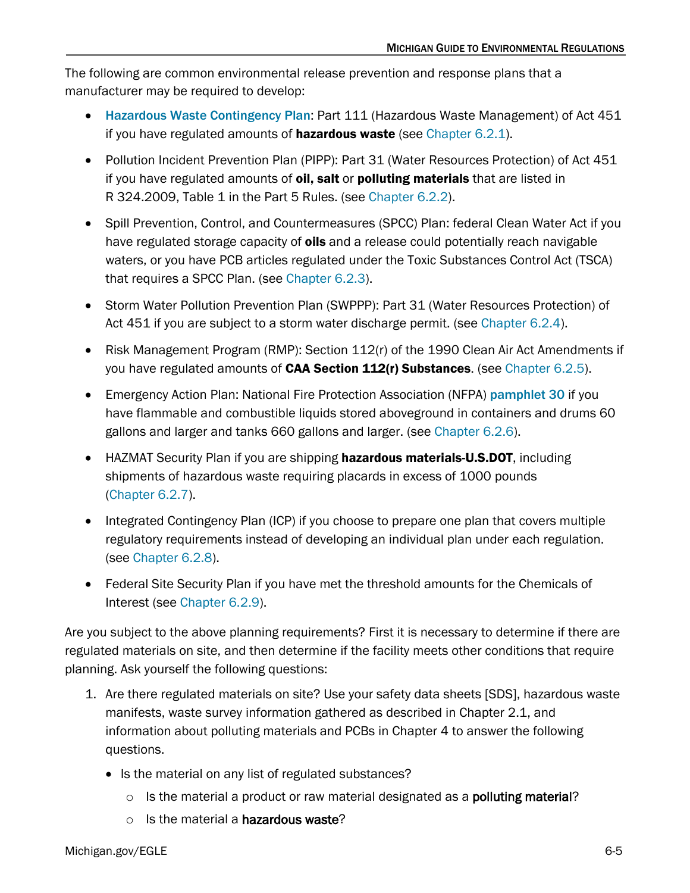The following are common environmental release prevention and response plans that a manufacturer may be required to develop:

- **Hazardous Waste Contingency Plan**: Part 111 (Hazardous Waste Management) of Act 451 if you have regulated amounts of **hazardous waste** (see Chapter 6.2.1).
- Pollution Incident Prevention Plan (PIPP): Part 31 (Water Resources Protection) of Act 451 if you have regulated amounts of **oil, salt** or **polluting materials** that are listed in R 324.2009, Table 1 in the Part 5 Rules. (see Chapter 6.2.2).
- Spill Prevention, Control, and Countermeasures (SPCC) Plan: federal Clean Water Act if you have regulated storage capacity of **oils** and a release could potentially reach navigable waters, or you have PCB articles regulated under the Toxic Substances Control Act (TSCA) that requires a SPCC Plan. (see Chapter 6.2.3).
- Storm Water Pollution Prevention Plan (SWPPP): Part 31 (Water Resources Protection) of Act 451 if you are subject to a storm water discharge permit. (see Chapter 6.2.4).
- Risk Management Program (RMP): Section 112(r) of the 1990 Clean Air Act Amendments if you have regulated amounts of **CAA Section 112(r) Substances**. (see Chapter 6.2.5).
- Emergency Action Plan: National Fire Protection Association (NFPA) **pamphlet 30** if you have flammable and combustible liquids stored aboveground in containers and drums 60 gallons and larger and tanks 660 gallons and larger. (see Chapter 6.2.6).
- HAZMAT Security Plan if you are shipping **hazardous materials-U.S.DOT**, including shipments of hazardous waste requiring placards in excess of 1000 pounds (Chapter 6.2.7).
- Integrated Contingency Plan (ICP) if you choose to prepare one plan that covers multiple regulatory requirements instead of developing an individual plan under each regulation. (see Chapter 6.2.8).
- Federal Site Security Plan if you have met the threshold amounts for the Chemicals of Interest (see Chapter 6.2.9).

Are you subject to the above planning requirements? First it is necessary to determine if there are regulated materials on site, and then determine if the facility meets other conditions that require planning. Ask yourself the following questions:

1. Are there regulated materials on site? Use your safety data sheets [SDS], hazardous waste manifests, waste survey information gathered as described in Chapter 2.1, and information about polluting materials and PCBs in Chapter 4 to answer the following questions.
   - Is the material on any list of regulated substances?
     - Is the material a product or raw material designated as a polluting material?
     - Is the material a hazardous waste?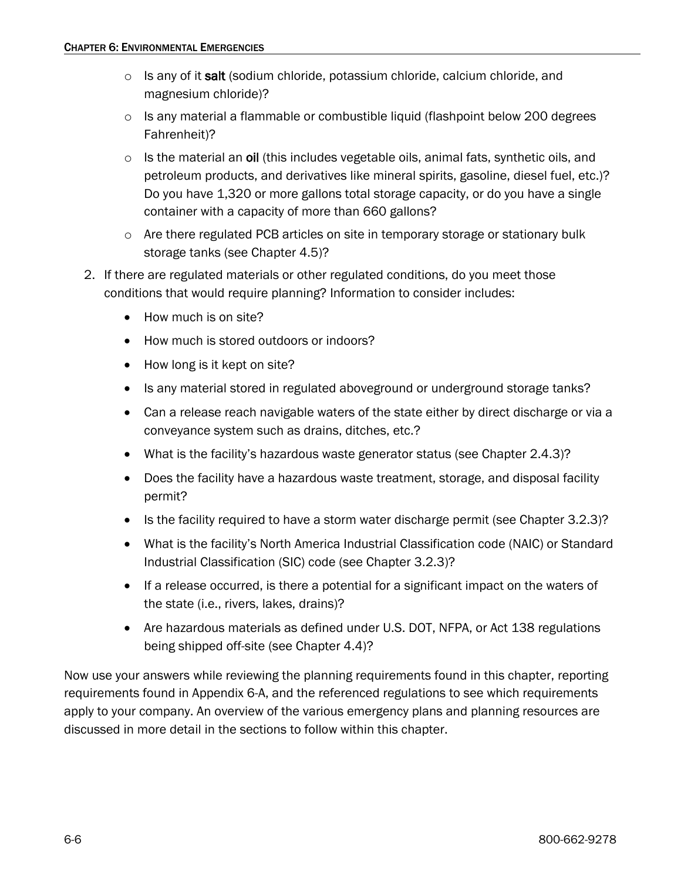- Is any of it **salt** (sodium chloride, potassium chloride, calcium chloride, and magnesium chloride)?
  - Is any material a flammable or combustible liquid (flashpoint below 200 degrees Fahrenheit)?
  - Is the material an **oil** (this includes vegetable oils, animal fats, synthetic oils, and petroleum products, and derivatives like mineral spirits, gasoline, diesel fuel, etc.)? Do you have 1,320 or more gallons total storage capacity, or do you have a single container with a capacity of more than 660 gallons?
  - Are there regulated PCB articles on site in temporary storage or stationary bulk storage tanks (see Chapter 4.5)?

2. If there are regulated materials or other regulated conditions, do you meet those conditions that would require planning? Information to consider includes:
   - How much is on site?
   - How much is stored outdoors or indoors?
   - How long is it kept on site?
   - Is any material stored in regulated aboveground or underground storage tanks?
   - Can a release reach navigable waters of the state either by direct discharge or via a conveyance system such as drains, ditches, etc.?
   - What is the facility's hazardous waste generator status (see Chapter 2.4.3)?
   - Does the facility have a hazardous waste treatment, storage, and disposal facility permit?
   - Is the facility required to have a storm water discharge permit (see Chapter 3.2.3)?
   - What is the facility's North America Industrial Classification code (NAIC) or Standard Industrial Classification (SIC) code (see Chapter 3.2.3)?
   - If a release occurred, is there a potential for a significant impact on the waters of the state (i.e., rivers, lakes, drains)?
   - Are hazardous materials as defined under U.S. DOT, NFPA, or Act 138 regulations being shipped off-site (see Chapter 4.4)?

Now use your answers while reviewing the planning requirements found in this chapter, reporting requirements found in Appendix 6-A, and the referenced regulations to see which requirements apply to your company. An overview of the various emergency plans and planning resources are discussed in more detail in the sections to follow within this chapter.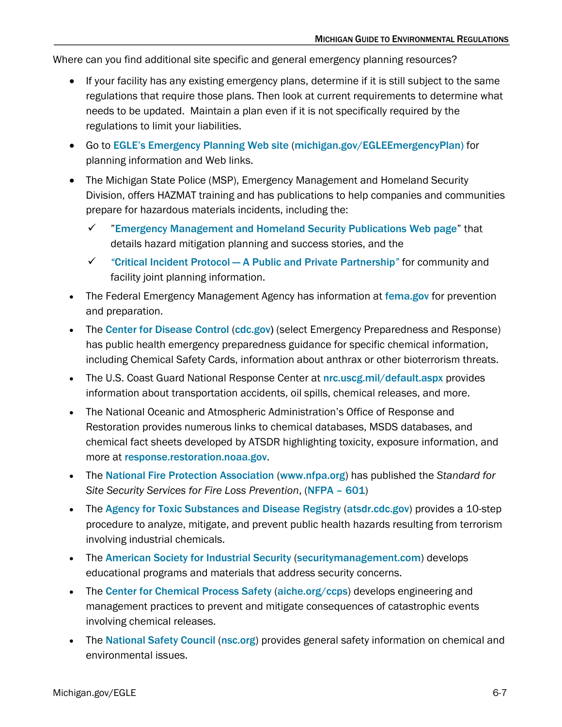Where can you find additional site specific and general emergency planning resources?

- If your facility has any existing emergency plans, determine if it is still subject to the same regulations that require those plans. Then look at current requirements to determine what needs to be updated. Maintain a plan even if it is not specifically required by the regulations to limit your liabilities.
- Go to **EGLE's Emergency Planning Web site** (**michigan.gov/EGLEEmergencyPlan**) for planning information and Web links.
- The Michigan State Police (MSP), Emergency Management and Homeland Security Division, offers HAZMAT training and has publications to help companies and communities prepare for hazardous materials incidents, including the:
  - ✓ "**Emergency Management and Homeland Security Publications Web page**" that details hazard mitigation planning and success stories, and the
  - ✓ "**Critical Incident Protocol — A Public and Private Partnership**" for community and facility joint planning information.
- The Federal Emergency Management Agency has information at **fema.gov** for prevention and preparation.
- The **Center for Disease Control** (**cdc.gov**) (select Emergency Preparedness and Response) has public health emergency preparedness guidance for specific chemical information, including Chemical Safety Cards, information about anthrax or other bioterrorism threats.
- The U.S. Coast Guard National Response Center at **nrc.uscg.mil/default.aspx** provides information about transportation accidents, oil spills, chemical releases, and more.
- The National Oceanic and Atmospheric Administration's Office of Response and Restoration provides numerous links to chemical databases, MSDS databases, and chemical fact sheets developed by ATSDR highlighting toxicity, exposure information, and more at **response.restoration.noaa.gov**.
- The **National Fire Protection Association** (**www.nfpa.org**) has published the *Standard for Site Security Services for Fire Loss Prevention*, (**NFPA – 601**)
- The **Agency for Toxic Substances and Disease Registry** (**atsdr.cdc.gov**) provides a 10-step procedure to analyze, mitigate, and prevent public health hazards resulting from terrorism involving industrial chemicals.
- The **American Society for Industrial Security** (**securitymanagement.com**) develops educational programs and materials that address security concerns.
- The **Center for Chemical Process Safety** (**aiche.org/ccps**) develops engineering and management practices to prevent and mitigate consequences of catastrophic events involving chemical releases.
- The **National Safety Council** (**nsc.org**) provides general safety information on chemical and environmental issues.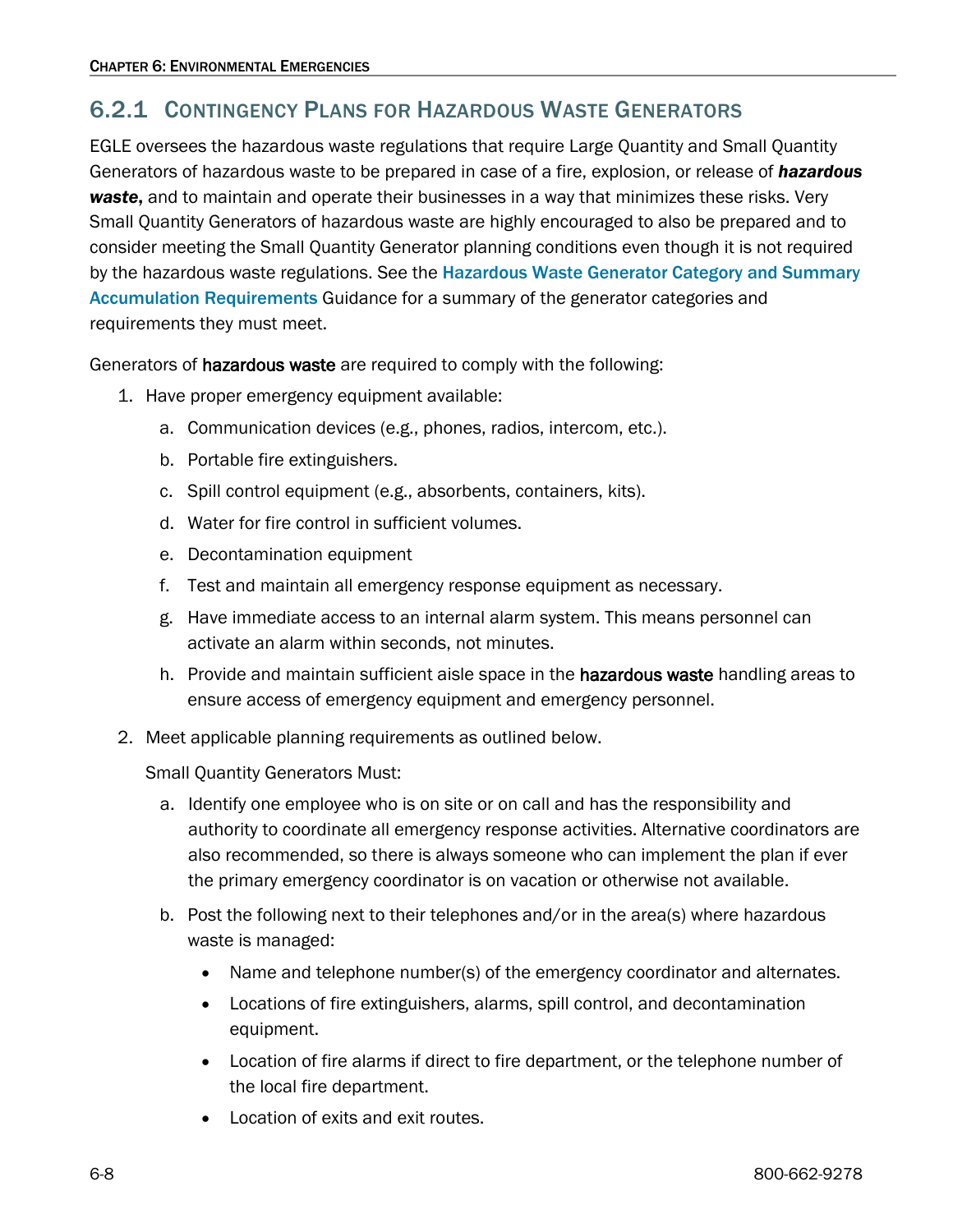## 6.2.1 Contingency Plans for Hazardous Waste Generators

EGLE oversees the hazardous waste regulations that require Large Quantity and Small Quantity Generators of hazardous waste to be prepared in case of a fire, explosion, or release of ***hazardous waste***, and to maintain and operate their businesses in a way that minimizes these risks. Very Small Quantity Generators of hazardous waste are highly encouraged to also be prepared and to consider meeting the Small Quantity Generator planning conditions even though it is not required by the hazardous waste regulations. See the **Hazardous Waste Generator Category and Summary Accumulation Requirements** Guidance for a summary of the generator categories and requirements they must meet.

Generators of hazardous waste are required to comply with the following:

1. Have proper emergency equipment available:
   a. Communication devices (e.g., phones, radios, intercom, etc.).
   b. Portable fire extinguishers.
   c. Spill control equipment (e.g., absorbents, containers, kits).
   d. Water for fire control in sufficient volumes.
   e. Decontamination equipment
   f. Test and maintain all emergency response equipment as necessary.
   g. Have immediate access to an internal alarm system. This means personnel can activate an alarm within seconds, not minutes.
   h. Provide and maintain sufficient aisle space in the hazardous waste handling areas to ensure access of emergency equipment and emergency personnel.
2. Meet applicable planning requirements as outlined below.

   Small Quantity Generators Must:

   a. Identify one employee who is on site or on call and has the responsibility and authority to coordinate all emergency response activities. Alternative coordinators are also recommended, so there is always someone who can implement the plan if ever the primary emergency coordinator is on vacation or otherwise not available.
   b. Post the following next to their telephones and/or in the area(s) where hazardous waste is managed:
      - Name and telephone number(s) of the emergency coordinator and alternates.
      - Locations of fire extinguishers, alarms, spill control, and decontamination equipment.
      - Location of fire alarms if direct to fire department, or the telephone number of the local fire department.
      - Location of exits and exit routes.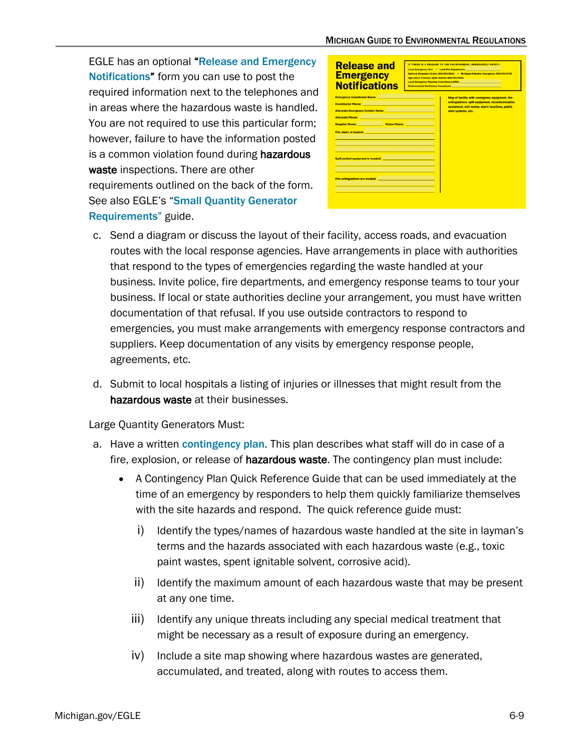EGLE has an optional "Release and Emergency Notifications" form you can use to post the required information next to the telephones and in areas where the hazardous waste is handled. You are not required to use this particular form; however, failure to have the information posted is a common violation found during hazardous waste inspections. There are other requirements outlined on the back of the form. See also EGLE's "Small Quantity Generator Requirements" guide.

c. Send a diagram or discuss the layout of their facility, access roads, and evacuation routes with the local response agencies. Have arrangements in place with authorities that respond to the types of emergencies regarding the waste handled at your business. Invite police, fire departments, and emergency response teams to tour your business. If local or state authorities decline your arrangement, you must have written documentation of that refusal. If you use outside contractors to respond to emergencies, you must make arrangements with emergency response contractors and suppliers. Keep documentation of any visits by emergency response people, agreements, etc.

d. Submit to local hospitals a listing of injuries or illnesses that might result from the hazardous waste at their businesses.

Large Quantity Generators Must:

a. Have a written contingency plan. This plan describes what staff will do in case of a fire, explosion, or release of hazardous waste. The contingency plan must include:
   - A Contingency Plan Quick Reference Guide that can be used immediately at the time of an emergency by responders to help them quickly familiarize themselves with the site hazards and respond. The quick reference guide must:
     - i) Identify the types/names of hazardous waste handled at the site in layman's terms and the hazards associated with each hazardous waste (e.g., toxic paint wastes, spent ignitable solvent, corrosive acid).
     - ii) Identify the maximum amount of each hazardous waste that may be present at any one time.
     - iii) Identify any unique threats including any special medical treatment that might be necessary as a result of exposure during an emergency.
     - iv) Include a site map showing where hazardous wastes are generated, accumulated, and treated, along with routes to access them.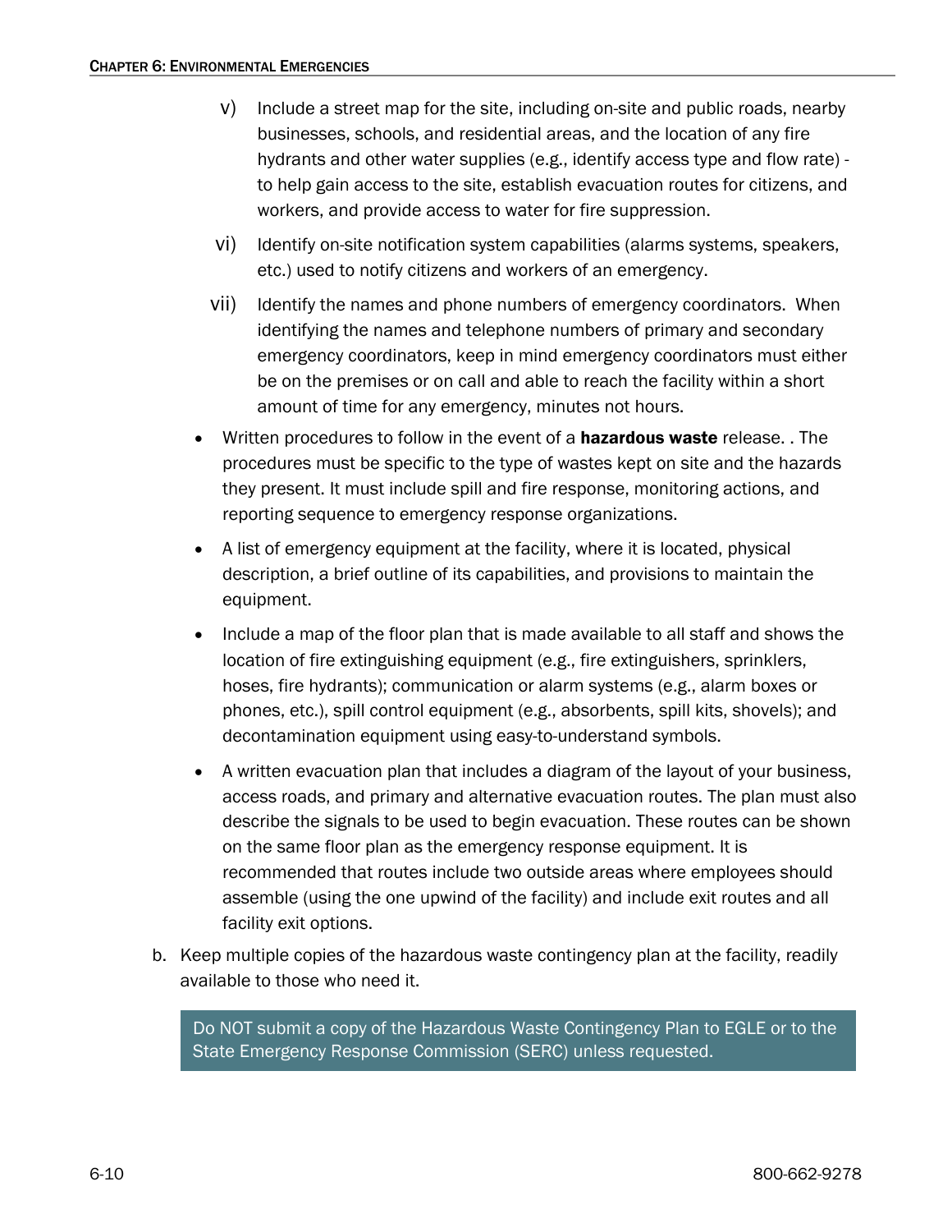v) Include a street map for the site, including on-site and public roads, nearby businesses, schools, and residential areas, and the location of any fire hydrants and other water supplies (e.g., identify access type and flow rate) - to help gain access to the site, establish evacuation routes for citizens, and workers, and provide access to water for fire suppression.

vi) Identify on-site notification system capabilities (alarms systems, speakers, etc.) used to notify citizens and workers of an emergency.

vii) Identify the names and phone numbers of emergency coordinators. When identifying the names and telephone numbers of primary and secondary emergency coordinators, keep in mind emergency coordinators must either be on the premises or on call and able to reach the facility within a short amount of time for any emergency, minutes not hours.

- Written procedures to follow in the event of a **hazardous waste** release. . The procedures must be specific to the type of wastes kept on site and the hazards they present. It must include spill and fire response, monitoring actions, and reporting sequence to emergency response organizations.
- A list of emergency equipment at the facility, where it is located, physical description, a brief outline of its capabilities, and provisions to maintain the equipment.
- Include a map of the floor plan that is made available to all staff and shows the location of fire extinguishing equipment (e.g., fire extinguishers, sprinklers, hoses, fire hydrants); communication or alarm systems (e.g., alarm boxes or phones, etc.), spill control equipment (e.g., absorbents, spill kits, shovels); and decontamination equipment using easy-to-understand symbols.
- A written evacuation plan that includes a diagram of the layout of your business, access roads, and primary and alternative evacuation routes. The plan must also describe the signals to be used to begin evacuation. These routes can be shown on the same floor plan as the emergency response equipment. It is recommended that routes include two outside areas where employees should assemble (using the one upwind of the facility) and include exit routes and all facility exit options.

b. Keep multiple copies of the hazardous waste contingency plan at the facility, readily available to those who need it.

> Do NOT submit a copy of the Hazardous Waste Contingency Plan to EGLE or to the State Emergency Response Commission (SERC) unless requested.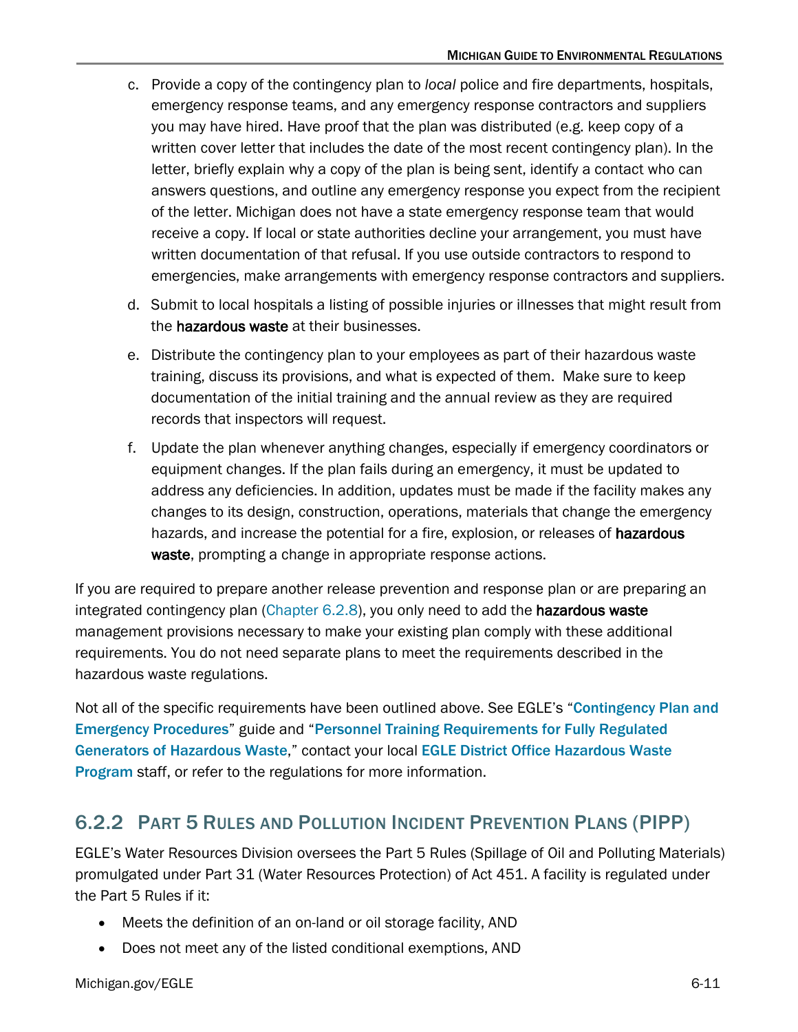c. Provide a copy of the contingency plan to *local* police and fire departments, hospitals, emergency response teams, and any emergency response contractors and suppliers you may have hired. Have proof that the plan was distributed (e.g. keep copy of a written cover letter that includes the date of the most recent contingency plan). In the letter, briefly explain why a copy of the plan is being sent, identify a contact who can answers questions, and outline any emergency response you expect from the recipient of the letter. Michigan does not have a state emergency response team that would receive a copy. If local or state authorities decline your arrangement, you must have written documentation of that refusal. If you use outside contractors to respond to emergencies, make arrangements with emergency response contractors and suppliers.

d. Submit to local hospitals a listing of possible injuries or illnesses that might result from the hazardous waste at their businesses.

e. Distribute the contingency plan to your employees as part of their hazardous waste training, discuss its provisions, and what is expected of them. Make sure to keep documentation of the initial training and the annual review as they are required records that inspectors will request.

f. Update the plan whenever anything changes, especially if emergency coordinators or equipment changes. If the plan fails during an emergency, it must be updated to address any deficiencies. In addition, updates must be made if the facility makes any changes to its design, construction, operations, materials that change the emergency hazards, and increase the potential for a fire, explosion, or releases of hazardous waste, prompting a change in appropriate response actions.

If you are required to prepare another release prevention and response plan or are preparing an integrated contingency plan (Chapter 6.2.8), you only need to add the hazardous waste management provisions necessary to make your existing plan comply with these additional requirements. You do not need separate plans to meet the requirements described in the hazardous waste regulations.

Not all of the specific requirements have been outlined above. See EGLE's "**Contingency Plan and Emergency Procedures**" guide and "**Personnel Training Requirements for Fully Regulated Generators of Hazardous Waste**," contact your local **EGLE District Office Hazardous Waste Program** staff, or refer to the regulations for more information.

### 6.2.2 Part 5 Rules and Pollution Incident Prevention Plans (PIPP)

EGLE's Water Resources Division oversees the Part 5 Rules (Spillage of Oil and Polluting Materials) promulgated under Part 31 (Water Resources Protection) of Act 451. A facility is regulated under the Part 5 Rules if it:

- Meets the definition of an on-land or oil storage facility, AND
- Does not meet any of the listed conditional exemptions, AND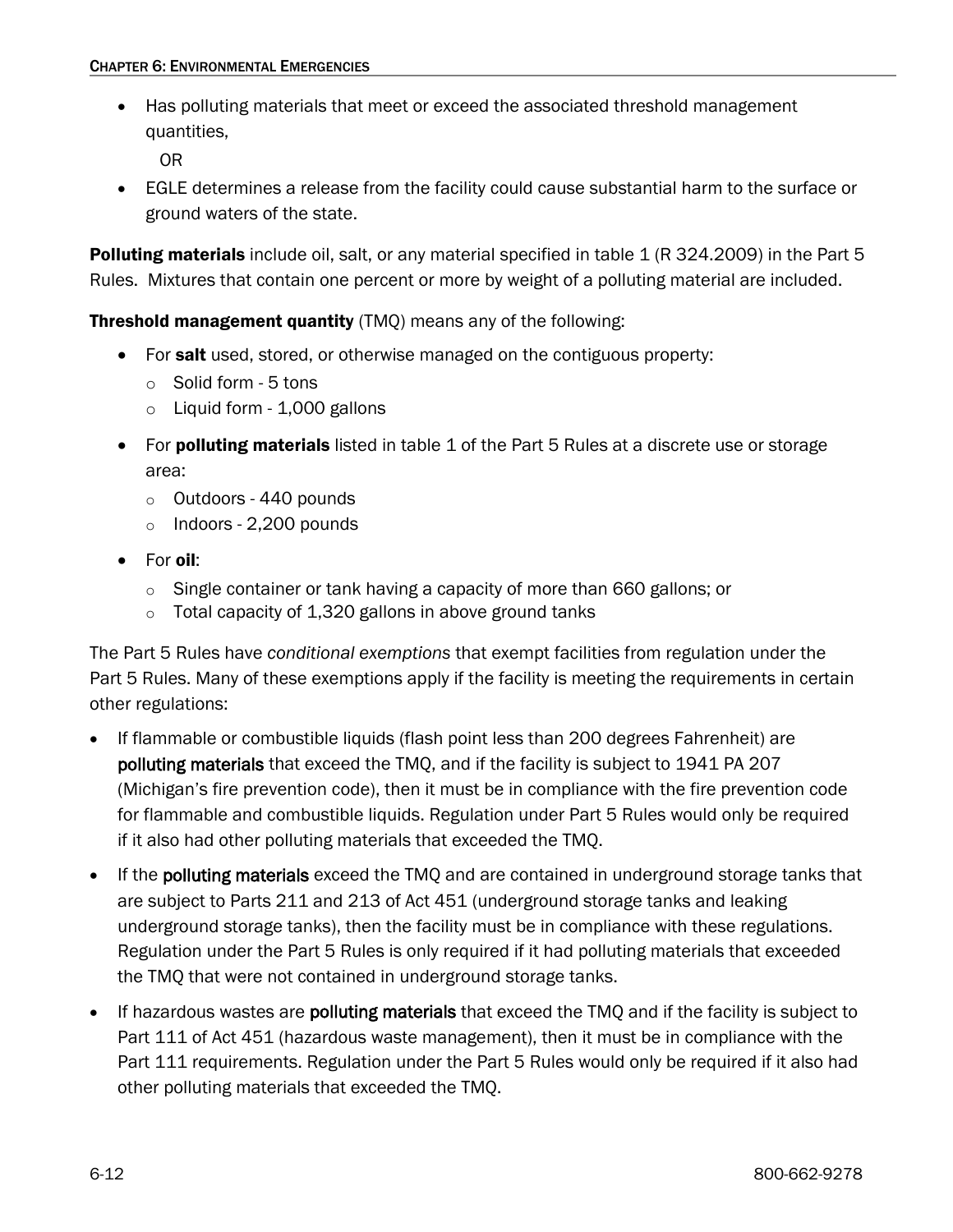- Has polluting materials that meet or exceed the associated threshold management quantities,

  OR

- EGLE determines a release from the facility could cause substantial harm to the surface or ground waters of the state.

**Polluting materials** include oil, salt, or any material specified in table 1 (R 324.2009) in the Part 5 Rules. Mixtures that contain one percent or more by weight of a polluting material are included.

**Threshold management quantity** (TMQ) means any of the following:

- For **salt** used, stored, or otherwise managed on the contiguous property:
  - Solid form - 5 tons
  - Liquid form - 1,000 gallons
- For **polluting materials** listed in table 1 of the Part 5 Rules at a discrete use or storage area:
  - Outdoors - 440 pounds
  - Indoors - 2,200 pounds
- For **oil**:
  - Single container or tank having a capacity of more than 660 gallons; or
  - Total capacity of 1,320 gallons in above ground tanks

The Part 5 Rules have *conditional exemptions* that exempt facilities from regulation under the Part 5 Rules. Many of these exemptions apply if the facility is meeting the requirements in certain other regulations:

- If flammable or combustible liquids (flash point less than 200 degrees Fahrenheit) are **polluting materials** that exceed the TMQ, and if the facility is subject to 1941 PA 207 (Michigan's fire prevention code), then it must be in compliance with the fire prevention code for flammable and combustible liquids. Regulation under Part 5 Rules would only be required if it also had other polluting materials that exceeded the TMQ.
- If the **polluting materials** exceed the TMQ and are contained in underground storage tanks that are subject to Parts 211 and 213 of Act 451 (underground storage tanks and leaking underground storage tanks), then the facility must be in compliance with these regulations. Regulation under the Part 5 Rules is only required if it had polluting materials that exceeded the TMQ that were not contained in underground storage tanks.
- If hazardous wastes are **polluting materials** that exceed the TMQ and if the facility is subject to Part 111 of Act 451 (hazardous waste management), then it must be in compliance with the Part 111 requirements. Regulation under the Part 5 Rules would only be required if it also had other polluting materials that exceeded the TMQ.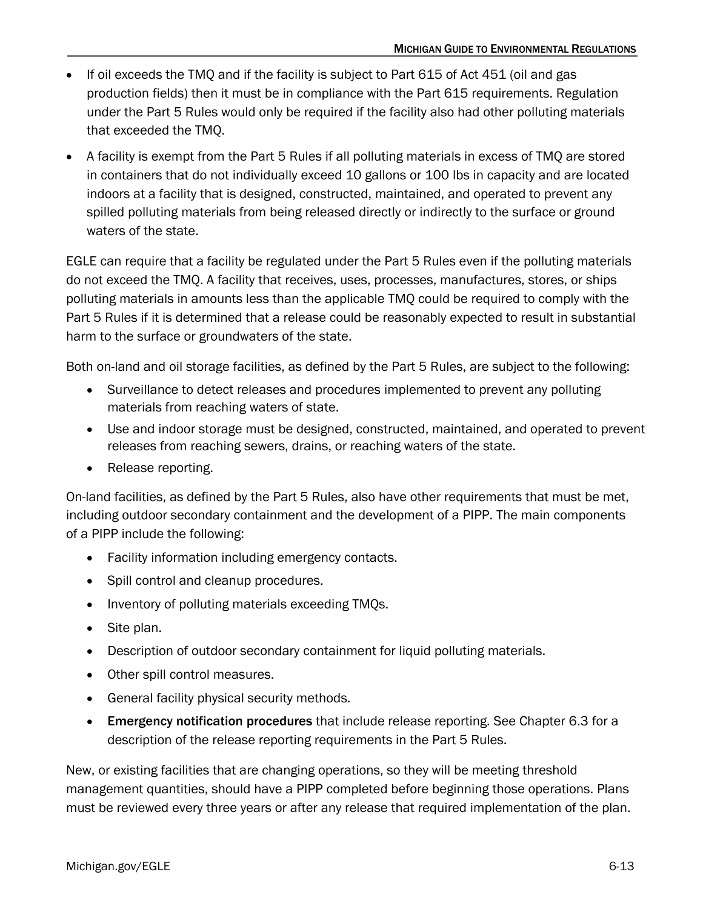- If oil exceeds the TMQ and if the facility is subject to Part 615 of Act 451 (oil and gas production fields) then it must be in compliance with the Part 615 requirements. Regulation under the Part 5 Rules would only be required if the facility also had other polluting materials that exceeded the TMQ.
- A facility is exempt from the Part 5 Rules if all polluting materials in excess of TMQ are stored in containers that do not individually exceed 10 gallons or 100 lbs in capacity and are located indoors at a facility that is designed, constructed, maintained, and operated to prevent any spilled polluting materials from being released directly or indirectly to the surface or ground waters of the state.

EGLE can require that a facility be regulated under the Part 5 Rules even if the polluting materials do not exceed the TMQ. A facility that receives, uses, processes, manufactures, stores, or ships polluting materials in amounts less than the applicable TMQ could be required to comply with the Part 5 Rules if it is determined that a release could be reasonably expected to result in substantial harm to the surface or groundwaters of the state.

Both on-land and oil storage facilities, as defined by the Part 5 Rules, are subject to the following:

- Surveillance to detect releases and procedures implemented to prevent any polluting materials from reaching waters of state.
- Use and indoor storage must be designed, constructed, maintained, and operated to prevent releases from reaching sewers, drains, or reaching waters of the state.
- Release reporting.

On-land facilities, as defined by the Part 5 Rules, also have other requirements that must be met, including outdoor secondary containment and the development of a PIPP. The main components of a PIPP include the following:

- Facility information including emergency contacts.
- Spill control and cleanup procedures.
- Inventory of polluting materials exceeding TMQs.
- Site plan.
- Description of outdoor secondary containment for liquid polluting materials.
- Other spill control measures.
- General facility physical security methods.
- **Emergency notification procedures** that include release reporting. See Chapter 6.3 for a description of the release reporting requirements in the Part 5 Rules.

New, or existing facilities that are changing operations, so they will be meeting threshold management quantities, should have a PIPP completed before beginning those operations. Plans must be reviewed every three years or after any release that required implementation of the plan.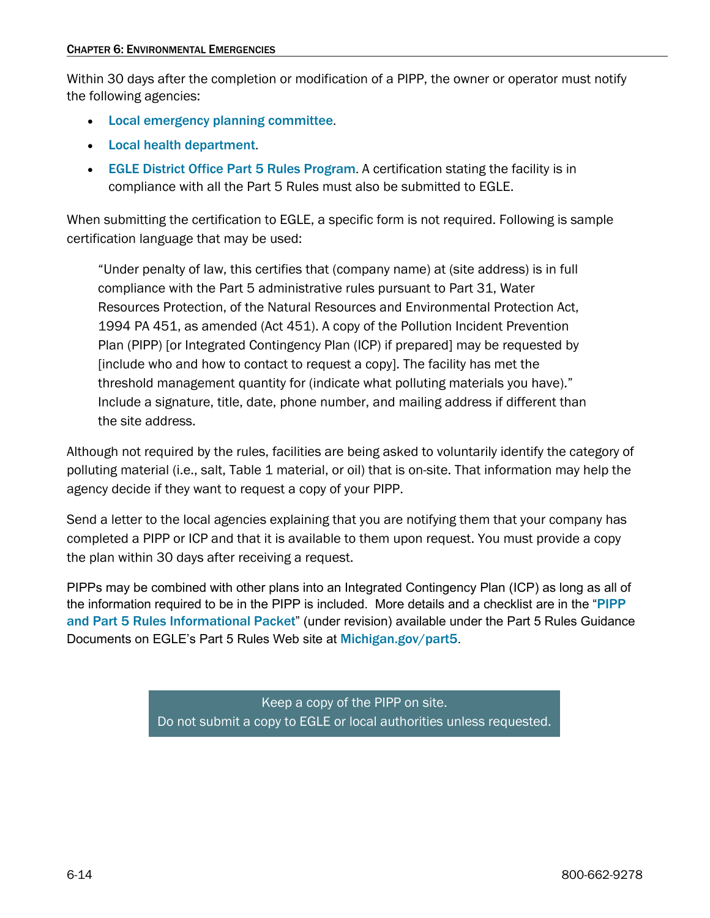Within 30 days after the completion or modification of a PIPP, the owner or operator must notify the following agencies:

- Local emergency planning committee.
- Local health department.
- EGLE District Office Part 5 Rules Program. A certification stating the facility is in compliance with all the Part 5 Rules must also be submitted to EGLE.

When submitting the certification to EGLE, a specific form is not required. Following is sample certification language that may be used:

> "Under penalty of law, this certifies that (company name) at (site address) is in full compliance with the Part 5 administrative rules pursuant to Part 31, Water Resources Protection, of the Natural Resources and Environmental Protection Act, 1994 PA 451, as amended (Act 451). A copy of the Pollution Incident Prevention Plan (PIPP) [or Integrated Contingency Plan (ICP) if prepared] may be requested by [include who and how to contact to request a copy]. The facility has met the threshold management quantity for (indicate what polluting materials you have)." Include a signature, title, date, phone number, and mailing address if different than the site address.

Although not required by the rules, facilities are being asked to voluntarily identify the category of polluting material (i.e., salt, Table 1 material, or oil) that is on-site. That information may help the agency decide if they want to request a copy of your PIPP.

Send a letter to the local agencies explaining that you are notifying them that your company has completed a PIPP or ICP and that it is available to them upon request. You must provide a copy the plan within 30 days after receiving a request.

PIPPs may be combined with other plans into an Integrated Contingency Plan (ICP) as long as all of the information required to be in the PIPP is included. More details and a checklist are in the "PIPP and Part 5 Rules Informational Packet" (under revision) available under the Part 5 Rules Guidance Documents on EGLE's Part 5 Rules Web site at Michigan.gov/part5.

> Keep a copy of the PIPP on site.
> Do not submit a copy to EGLE or local authorities unless requested.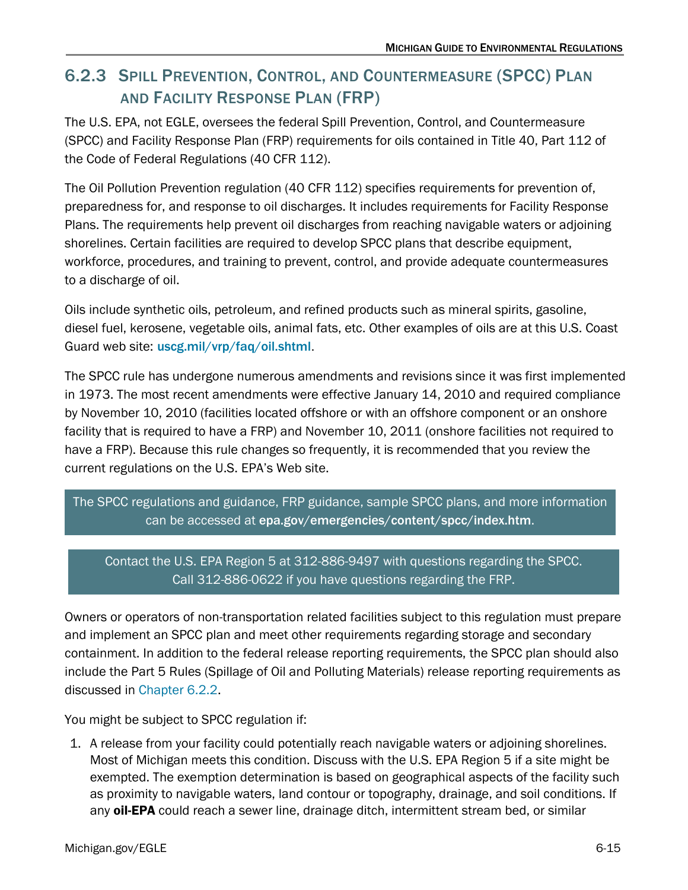### 6.2.3 Spill Prevention, Control, and Countermeasure (SPCC) Plan and Facility Response Plan (FRP)

The U.S. EPA, not EGLE, oversees the federal Spill Prevention, Control, and Countermeasure (SPCC) and Facility Response Plan (FRP) requirements for oils contained in Title 40, Part 112 of the Code of Federal Regulations (40 CFR 112).

The Oil Pollution Prevention regulation (40 CFR 112) specifies requirements for prevention of, preparedness for, and response to oil discharges. It includes requirements for Facility Response Plans. The requirements help prevent oil discharges from reaching navigable waters or adjoining shorelines. Certain facilities are required to develop SPCC plans that describe equipment, workforce, procedures, and training to prevent, control, and provide adequate countermeasures to a discharge of oil.

Oils include synthetic oils, petroleum, and refined products such as mineral spirits, gasoline, diesel fuel, kerosene, vegetable oils, animal fats, etc. Other examples of oils are at this U.S. Coast Guard web site: uscg.mil/vrp/faq/oil.shtml.

The SPCC rule has undergone numerous amendments and revisions since it was first implemented in 1973. The most recent amendments were effective January 14, 2010 and required compliance by November 10, 2010 (facilities located offshore or with an offshore component or an onshore facility that is required to have a FRP) and November 10, 2011 (onshore facilities not required to have a FRP). Because this rule changes so frequently, it is recommended that you review the current regulations on the U.S. EPA's Web site.

The SPCC regulations and guidance, FRP guidance, sample SPCC plans, and more information can be accessed at **epa.gov/emergencies/content/spcc/index.htm**.

Contact the U.S. EPA Region 5 at 312-886-9497 with questions regarding the SPCC. Call 312-886-0622 if you have questions regarding the FRP.

Owners or operators of non-transportation related facilities subject to this regulation must prepare and implement an SPCC plan and meet other requirements regarding storage and secondary containment. In addition to the federal release reporting requirements, the SPCC plan should also include the Part 5 Rules (Spillage of Oil and Polluting Materials) release reporting requirements as discussed in Chapter 6.2.2.

You might be subject to SPCC regulation if:

1. A release from your facility could potentially reach navigable waters or adjoining shorelines. Most of Michigan meets this condition. Discuss with the U.S. EPA Region 5 if a site might be exempted. The exemption determination is based on geographical aspects of the facility such as proximity to navigable waters, land contour or topography, drainage, and soil conditions. If any **oil-EPA** could reach a sewer line, drainage ditch, intermittent stream bed, or similar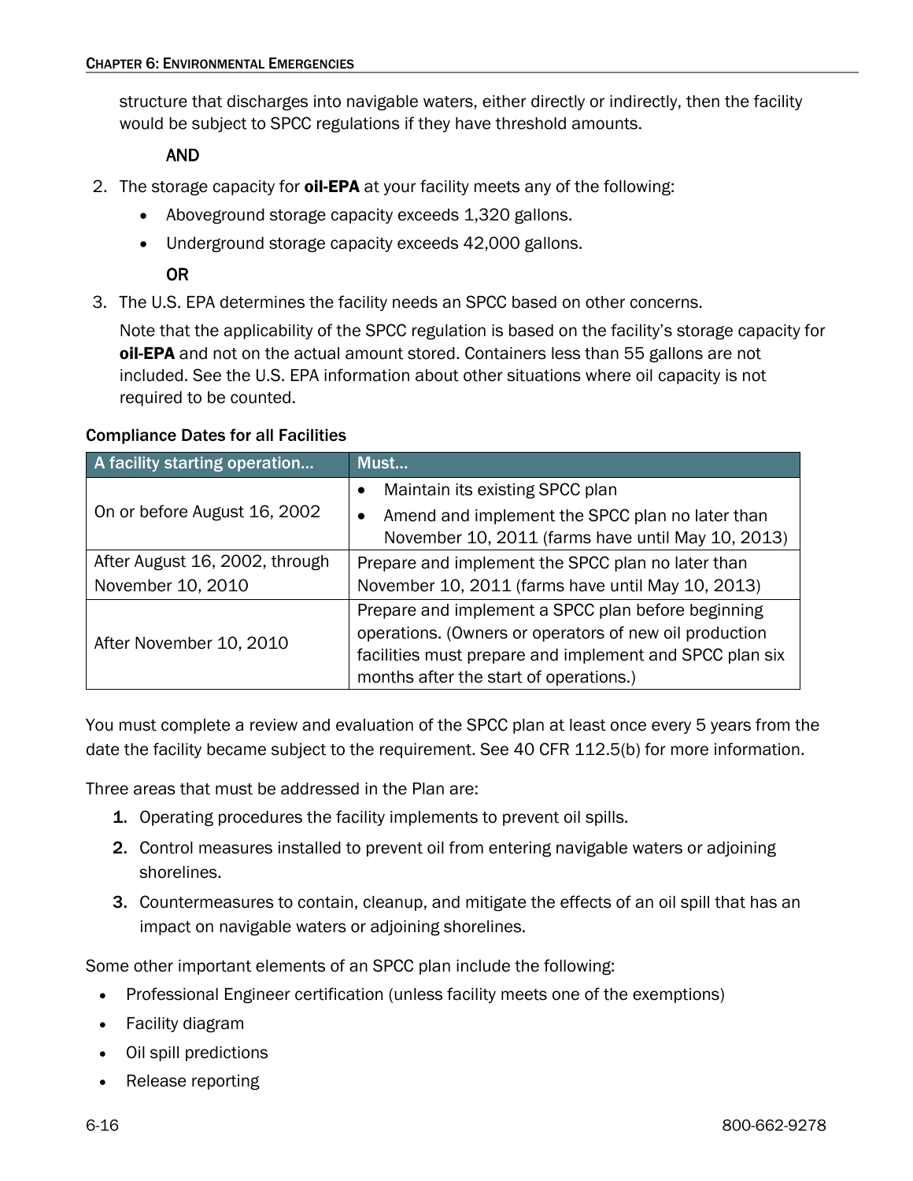structure that discharges into navigable waters, either directly or indirectly, then the facility would be subject to SPCC regulations if they have threshold amounts.

**AND**

2. The storage capacity for **oil-EPA** at your facility meets any of the following:
   - Aboveground storage capacity exceeds 1,320 gallons.
   - Underground storage capacity exceeds 42,000 gallons.

   **OR**

3. The U.S. EPA determines the facility needs an SPCC based on other concerns.

   Note that the applicability of the SPCC regulation is based on the facility's storage capacity for **oil-EPA** and not on the actual amount stored. Containers less than 55 gallons are not included. See the U.S. EPA information about other situations where oil capacity is not required to be counted.

**Compliance Dates for all Facilities**

| A facility starting operation… | Must… |
|---|---|
| On or before August 16, 2002 | • Maintain its existing SPCC plan<br>• Amend and implement the SPCC plan no later than November 10, 2011 (farms have until May 10, 2013) |
| After August 16, 2002, through November 10, 2010 | Prepare and implement the SPCC plan no later than November 10, 2011 (farms have until May 10, 2013) |
| After November 10, 2010 | Prepare and implement a SPCC plan before beginning operations. (Owners or operators of new oil production facilities must prepare and implement and SPCC plan six months after the start of operations.) |

You must complete a review and evaluation of the SPCC plan at least once every 5 years from the date the facility became subject to the requirement. See 40 CFR 112.5(b) for more information.

Three areas that must be addressed in the Plan are:

1. Operating procedures the facility implements to prevent oil spills.
2. Control measures installed to prevent oil from entering navigable waters or adjoining shorelines.
3. Countermeasures to contain, cleanup, and mitigate the effects of an oil spill that has an impact on navigable waters or adjoining shorelines.

Some other important elements of an SPCC plan include the following:

- Professional Engineer certification (unless facility meets one of the exemptions)
- Facility diagram
- Oil spill predictions
- Release reporting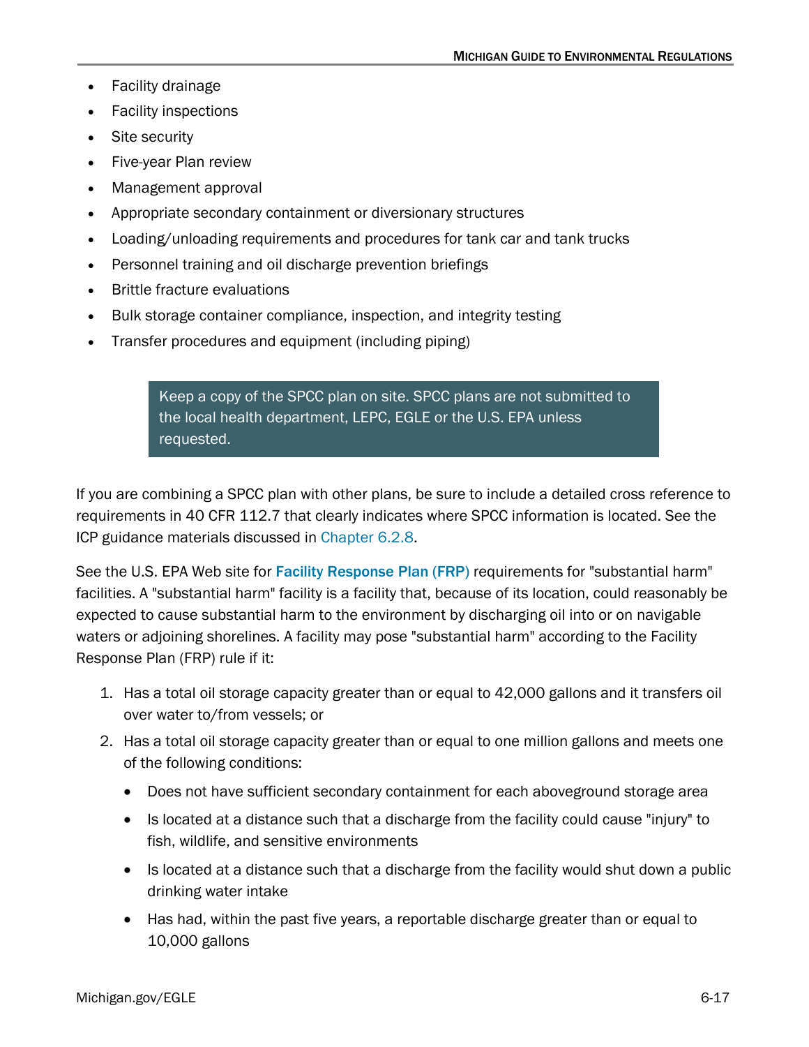- Facility drainage
- Facility inspections
- Site security
- Five-year Plan review
- Management approval
- Appropriate secondary containment or diversionary structures
- Loading/unloading requirements and procedures for tank car and tank trucks
- Personnel training and oil discharge prevention briefings
- Brittle fracture evaluations
- Bulk storage container compliance, inspection, and integrity testing
- Transfer procedures and equipment (including piping)

> Keep a copy of the SPCC plan on site. SPCC plans are not submitted to the local health department, LEPC, EGLE or the U.S. EPA unless requested.

If you are combining a SPCC plan with other plans, be sure to include a detailed cross reference to requirements in 40 CFR 112.7 that clearly indicates where SPCC information is located. See the ICP guidance materials discussed in Chapter 6.2.8.

See the U.S. EPA Web site for **Facility Response Plan (FRP)** requirements for "substantial harm" facilities. A "substantial harm" facility is a facility that, because of its location, could reasonably be expected to cause substantial harm to the environment by discharging oil into or on navigable waters or adjoining shorelines. A facility may pose "substantial harm" according to the Facility Response Plan (FRP) rule if it:

1. Has a total oil storage capacity greater than or equal to 42,000 gallons and it transfers oil over water to/from vessels; or
2. Has a total oil storage capacity greater than or equal to one million gallons and meets one of the following conditions:
   - Does not have sufficient secondary containment for each aboveground storage area
   - Is located at a distance such that a discharge from the facility could cause "injury" to fish, wildlife, and sensitive environments
   - Is located at a distance such that a discharge from the facility would shut down a public drinking water intake
   - Has had, within the past five years, a reportable discharge greater than or equal to 10,000 gallons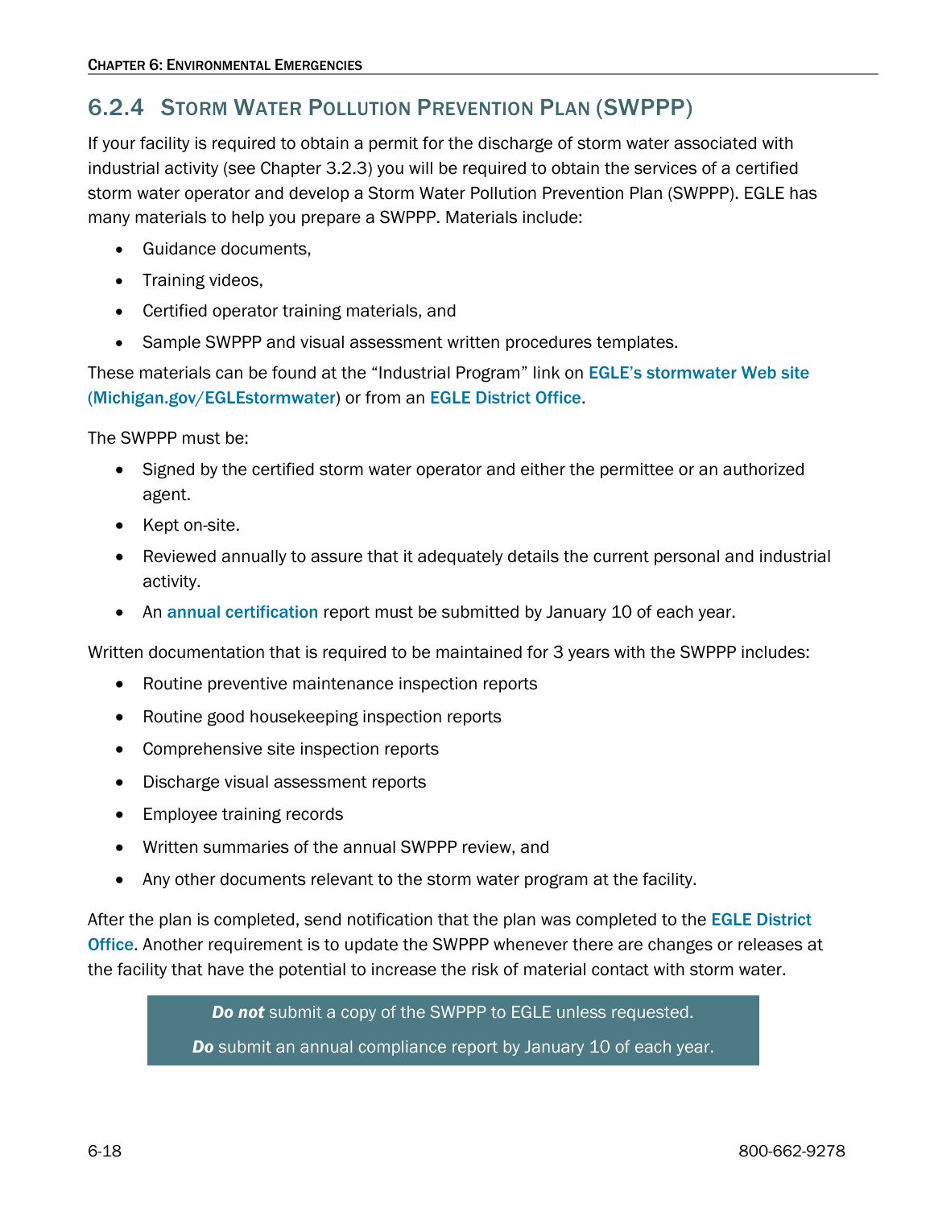## 6.2.4 Storm Water Pollution Prevention Plan (SWPPP)

If your facility is required to obtain a permit for the discharge of storm water associated with industrial activity (see Chapter 3.2.3) you will be required to obtain the services of a certified storm water operator and develop a Storm Water Pollution Prevention Plan (SWPPP). EGLE has many materials to help you prepare a SWPPP. Materials include:

- Guidance documents,
- Training videos,
- Certified operator training materials, and
- Sample SWPPP and visual assessment written procedures templates.

These materials can be found at the "Industrial Program" link on EGLE's stormwater Web site (Michigan.gov/EGLEstormwater) or from an EGLE District Office.

The SWPPP must be:

- Signed by the certified storm water operator and either the permittee or an authorized agent.
- Kept on-site.
- Reviewed annually to assure that it adequately details the current personal and industrial activity.
- An annual certification report must be submitted by January 10 of each year.

Written documentation that is required to be maintained for 3 years with the SWPPP includes:

- Routine preventive maintenance inspection reports
- Routine good housekeeping inspection reports
- Comprehensive site inspection reports
- Discharge visual assessment reports
- Employee training records
- Written summaries of the annual SWPPP review, and
- Any other documents relevant to the storm water program at the facility.

After the plan is completed, send notification that the plan was completed to the EGLE District Office. Another requirement is to update the SWPPP whenever there are changes or releases at the facility that have the potential to increase the risk of material contact with storm water.

> ***Do not*** submit a copy of the SWPPP to EGLE unless requested.
>
> ***Do*** submit an annual compliance report by January 10 of each year.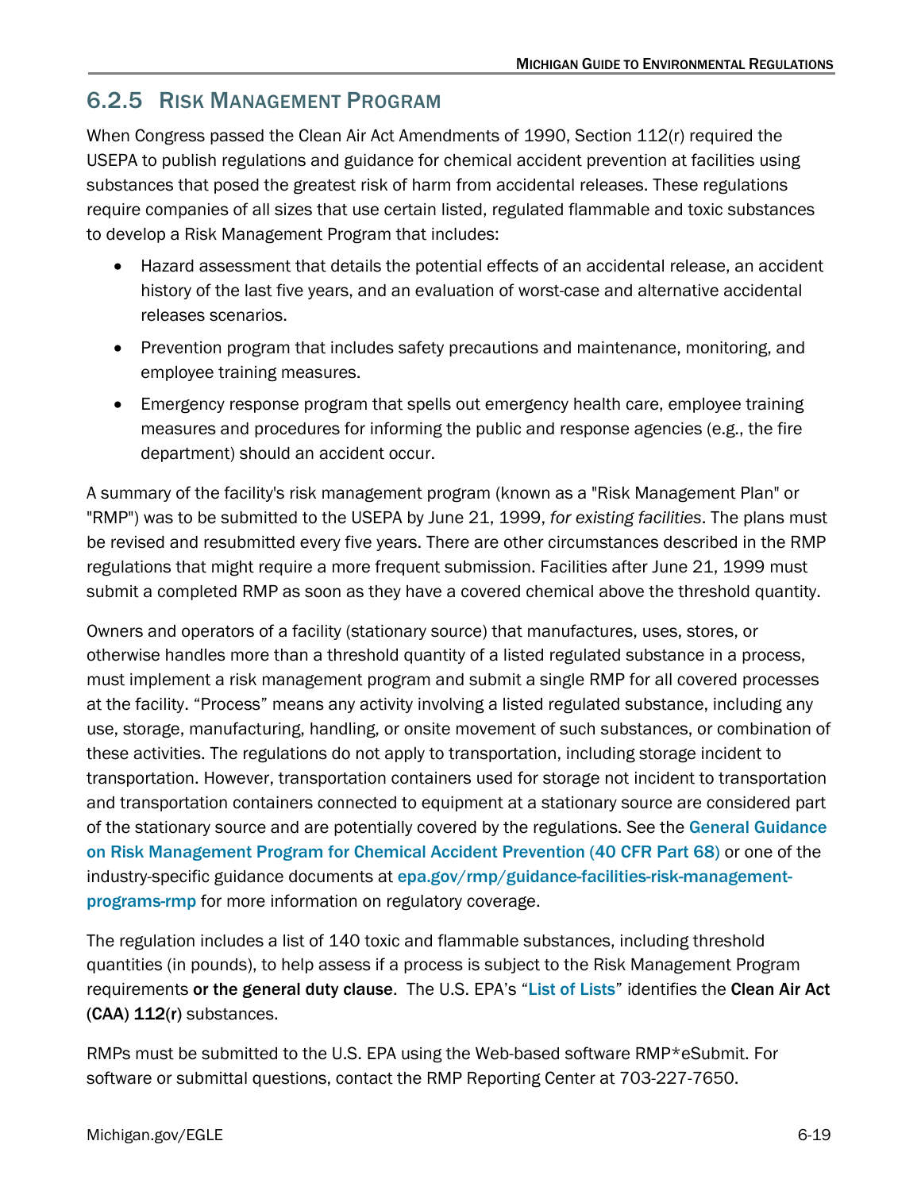### 6.2.5 Risk Management Program

When Congress passed the Clean Air Act Amendments of 1990, Section 112(r) required the USEPA to publish regulations and guidance for chemical accident prevention at facilities using substances that posed the greatest risk of harm from accidental releases. These regulations require companies of all sizes that use certain listed, regulated flammable and toxic substances to develop a Risk Management Program that includes:

- Hazard assessment that details the potential effects of an accidental release, an accident history of the last five years, and an evaluation of worst-case and alternative accidental releases scenarios.
- Prevention program that includes safety precautions and maintenance, monitoring, and employee training measures.
- Emergency response program that spells out emergency health care, employee training measures and procedures for informing the public and response agencies (e.g., the fire department) should an accident occur.

A summary of the facility's risk management program (known as a "Risk Management Plan" or "RMP") was to be submitted to the USEPA by June 21, 1999, *for existing facilities*. The plans must be revised and resubmitted every five years. There are other circumstances described in the RMP regulations that might require a more frequent submission. Facilities after June 21, 1999 must submit a completed RMP as soon as they have a covered chemical above the threshold quantity.

Owners and operators of a facility (stationary source) that manufactures, uses, stores, or otherwise handles more than a threshold quantity of a listed regulated substance in a process, must implement a risk management program and submit a single RMP for all covered processes at the facility. "Process" means any activity involving a listed regulated substance, including any use, storage, manufacturing, handling, or onsite movement of such substances, or combination of these activities. The regulations do not apply to transportation, including storage incident to transportation. However, transportation containers used for storage not incident to transportation and transportation containers connected to equipment at a stationary source are considered part of the stationary source and are potentially covered by the regulations. See the General Guidance on Risk Management Program for Chemical Accident Prevention (40 CFR Part 68) or one of the industry-specific guidance documents at epa.gov/rmp/guidance-facilities-risk-management-programs-rmp for more information on regulatory coverage.

The regulation includes a list of 140 toxic and flammable substances, including threshold quantities (in pounds), to help assess if a process is subject to the Risk Management Program requirements **or the general duty clause**. The U.S. EPA's "List of Lists" identifies the **Clean Air Act (CAA) 112(r)** substances.

RMPs must be submitted to the U.S. EPA using the Web-based software RMP*eSubmit. For software or submittal questions, contact the RMP Reporting Center at 703-227-7650.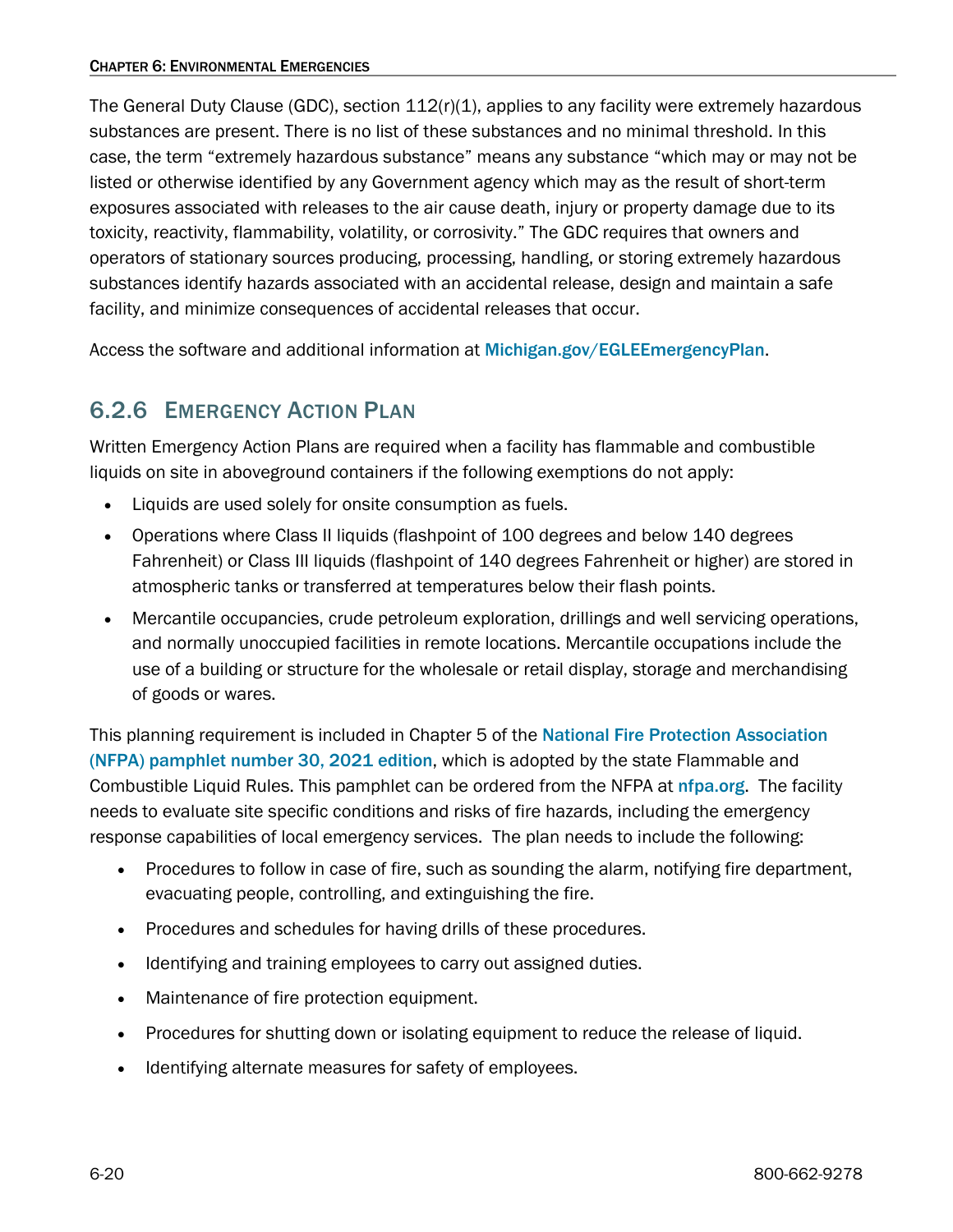The General Duty Clause (GDC), section 112(r)(1), applies to any facility were extremely hazardous substances are present. There is no list of these substances and no minimal threshold. In this case, the term "extremely hazardous substance" means any substance "which may or may not be listed or otherwise identified by any Government agency which may as the result of short-term exposures associated with releases to the air cause death, injury or property damage due to its toxicity, reactivity, flammability, volatility, or corrosivity." The GDC requires that owners and operators of stationary sources producing, processing, handling, or storing extremely hazardous substances identify hazards associated with an accidental release, design and maintain a safe facility, and minimize consequences of accidental releases that occur.

Access the software and additional information at Michigan.gov/EGLEEmergencyPlan.

### 6.2.6 Emergency Action Plan

Written Emergency Action Plans are required when a facility has flammable and combustible liquids on site in aboveground containers if the following exemptions do not apply:

- Liquids are used solely for onsite consumption as fuels.
- Operations where Class II liquids (flashpoint of 100 degrees and below 140 degrees Fahrenheit) or Class III liquids (flashpoint of 140 degrees Fahrenheit or higher) are stored in atmospheric tanks or transferred at temperatures below their flash points.
- Mercantile occupancies, crude petroleum exploration, drillings and well servicing operations, and normally unoccupied facilities in remote locations. Mercantile occupations include the use of a building or structure for the wholesale or retail display, storage and merchandising of goods or wares.

This planning requirement is included in Chapter 5 of the National Fire Protection Association (NFPA) pamphlet number 30, 2021 edition, which is adopted by the state Flammable and Combustible Liquid Rules. This pamphlet can be ordered from the NFPA at nfpa.org. The facility needs to evaluate site specific conditions and risks of fire hazards, including the emergency response capabilities of local emergency services. The plan needs to include the following:

- Procedures to follow in case of fire, such as sounding the alarm, notifying fire department, evacuating people, controlling, and extinguishing the fire.
- Procedures and schedules for having drills of these procedures.
- Identifying and training employees to carry out assigned duties.
- Maintenance of fire protection equipment.
- Procedures for shutting down or isolating equipment to reduce the release of liquid.
- Identifying alternate measures for safety of employees.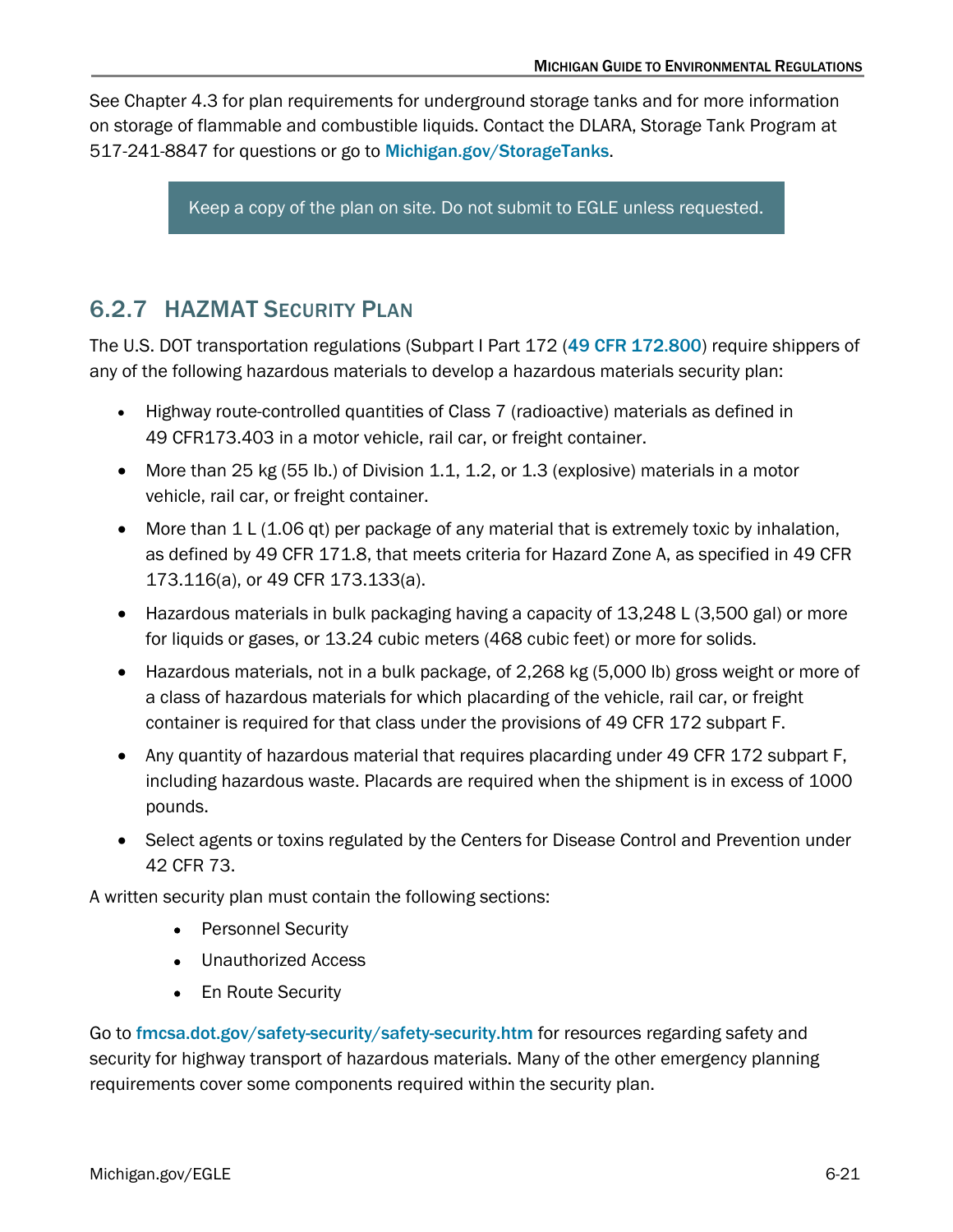See Chapter 4.3 for plan requirements for underground storage tanks and for more information on storage of flammable and combustible liquids. Contact the DLARA, Storage Tank Program at 517-241-8847 for questions or go to Michigan.gov/StorageTanks.

Keep a copy of the plan on site. Do not submit to EGLE unless requested.

## 6.2.7 HAZMAT Security Plan

The U.S. DOT transportation regulations (Subpart I Part 172 (49 CFR 172.800) require shippers of any of the following hazardous materials to develop a hazardous materials security plan:

- Highway route-controlled quantities of Class 7 (radioactive) materials as defined in 49 CFR173.403 in a motor vehicle, rail car, or freight container.
- More than 25 kg (55 lb.) of Division 1.1, 1.2, or 1.3 (explosive) materials in a motor vehicle, rail car, or freight container.
- More than 1 L (1.06 qt) per package of any material that is extremely toxic by inhalation, as defined by 49 CFR 171.8, that meets criteria for Hazard Zone A, as specified in 49 CFR 173.116(a), or 49 CFR 173.133(a).
- Hazardous materials in bulk packaging having a capacity of 13,248 L (3,500 gal) or more for liquids or gases, or 13.24 cubic meters (468 cubic feet) or more for solids.
- Hazardous materials, not in a bulk package, of 2,268 kg (5,000 lb) gross weight or more of a class of hazardous materials for which placarding of the vehicle, rail car, or freight container is required for that class under the provisions of 49 CFR 172 subpart F.
- Any quantity of hazardous material that requires placarding under 49 CFR 172 subpart F, including hazardous waste. Placards are required when the shipment is in excess of 1000 pounds.
- Select agents or toxins regulated by the Centers for Disease Control and Prevention under 42 CFR 73.

A written security plan must contain the following sections:

- Personnel Security
- Unauthorized Access
- En Route Security

Go to fmcsa.dot.gov/safety-security/safety-security.htm for resources regarding safety and security for highway transport of hazardous materials. Many of the other emergency planning requirements cover some components required within the security plan.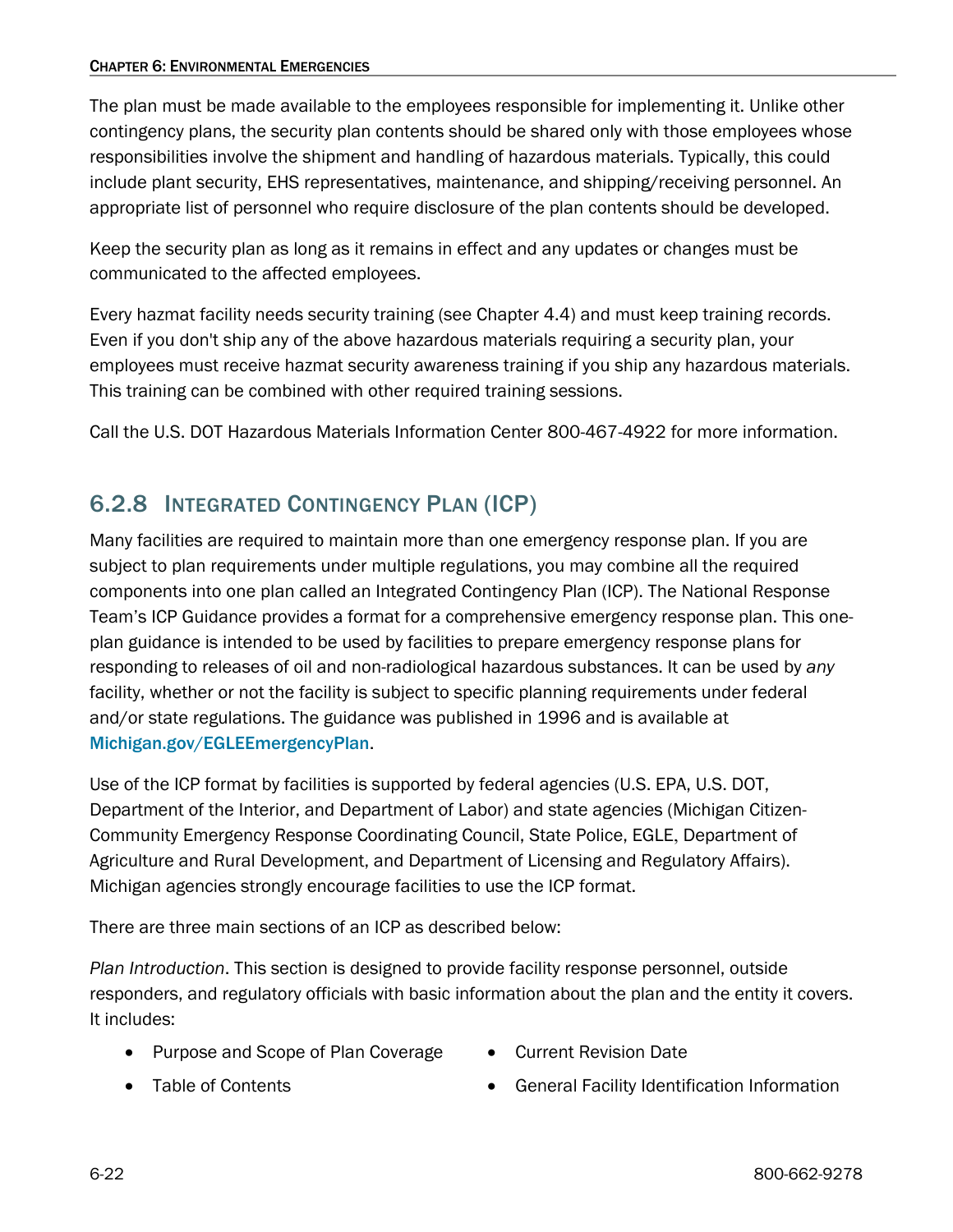The plan must be made available to the employees responsible for implementing it. Unlike other contingency plans, the security plan contents should be shared only with those employees whose responsibilities involve the shipment and handling of hazardous materials. Typically, this could include plant security, EHS representatives, maintenance, and shipping/receiving personnel. An appropriate list of personnel who require disclosure of the plan contents should be developed.

Keep the security plan as long as it remains in effect and any updates or changes must be communicated to the affected employees.

Every hazmat facility needs security training (see Chapter 4.4) and must keep training records. Even if you don't ship any of the above hazardous materials requiring a security plan, your employees must receive hazmat security awareness training if you ship any hazardous materials. This training can be combined with other required training sessions.

Call the U.S. DOT Hazardous Materials Information Center 800-467-4922 for more information.

## 6.2.8 Integrated Contingency Plan (ICP)

Many facilities are required to maintain more than one emergency response plan. If you are subject to plan requirements under multiple regulations, you may combine all the required components into one plan called an Integrated Contingency Plan (ICP). The National Response Team's ICP Guidance provides a format for a comprehensive emergency response plan. This one-plan guidance is intended to be used by facilities to prepare emergency response plans for responding to releases of oil and non-radiological hazardous substances. It can be used by *any* facility, whether or not the facility is subject to specific planning requirements under federal and/or state regulations. The guidance was published in 1996 and is available at **Michigan.gov/EGLEEmergencyPlan**.

Use of the ICP format by facilities is supported by federal agencies (U.S. EPA, U.S. DOT, Department of the Interior, and Department of Labor) and state agencies (Michigan Citizen-Community Emergency Response Coordinating Council, State Police, EGLE, Department of Agriculture and Rural Development, and Department of Licensing and Regulatory Affairs). Michigan agencies strongly encourage facilities to use the ICP format.

There are three main sections of an ICP as described below:

*Plan Introduction*. This section is designed to provide facility response personnel, outside responders, and regulatory officials with basic information about the plan and the entity it covers. It includes:

- Purpose and Scope of Plan Coverage
- Table of Contents
- Current Revision Date
- General Facility Identification Information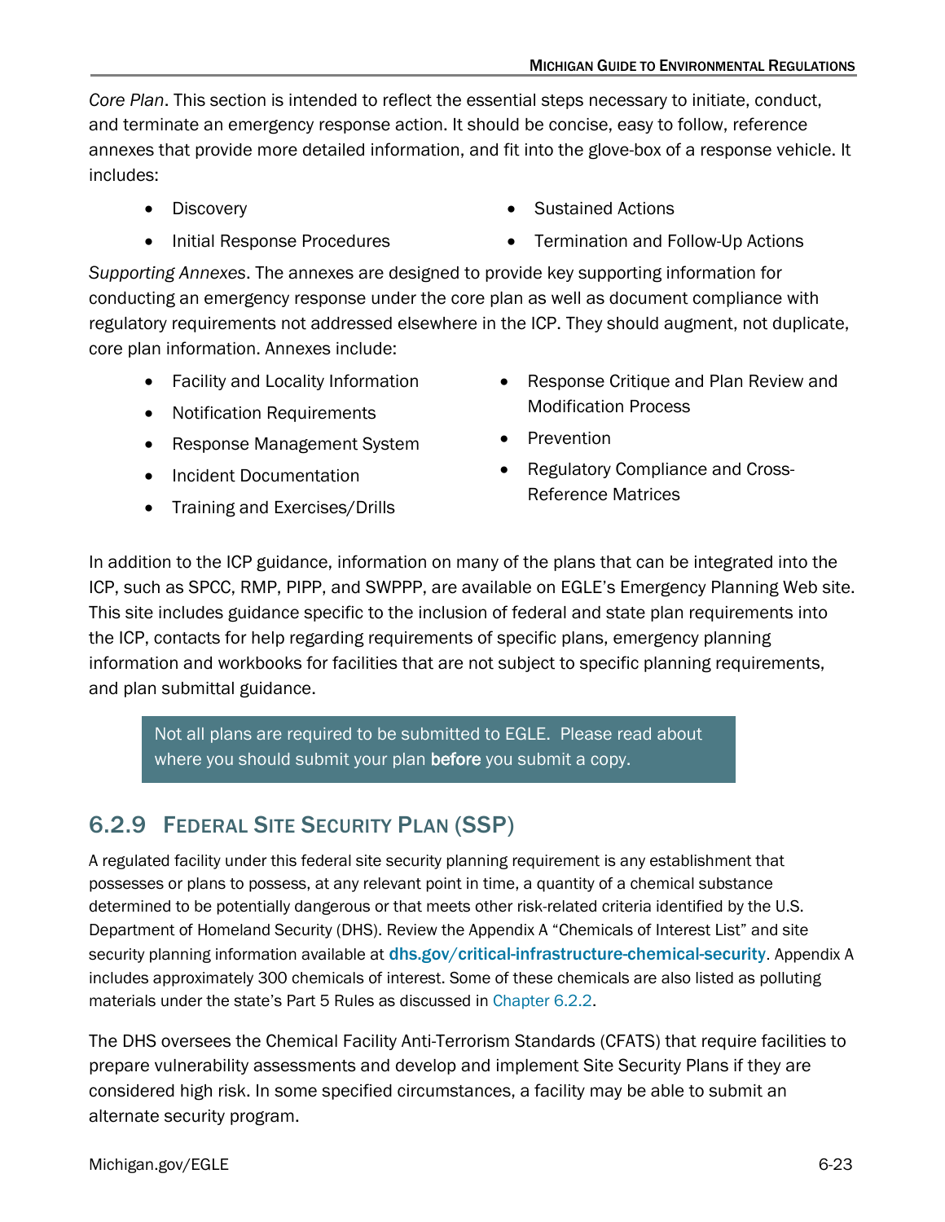*Core Plan*. This section is intended to reflect the essential steps necessary to initiate, conduct, and terminate an emergency response action. It should be concise, easy to follow, reference annexes that provide more detailed information, and fit into the glove-box of a response vehicle. It includes:

- Discovery
- Initial Response Procedures
- Sustained Actions
- Termination and Follow-Up Actions

*Supporting Annexes*. The annexes are designed to provide key supporting information for conducting an emergency response under the core plan as well as document compliance with regulatory requirements not addressed elsewhere in the ICP. They should augment, not duplicate, core plan information. Annexes include:

- Facility and Locality Information
- Notification Requirements
- Response Management System
- Incident Documentation
- Training and Exercises/Drills
- Response Critique and Plan Review and Modification Process
- Prevention
- Regulatory Compliance and Cross-Reference Matrices

In addition to the ICP guidance, information on many of the plans that can be integrated into the ICP, such as SPCC, RMP, PIPP, and SWPPP, are available on EGLE's Emergency Planning Web site. This site includes guidance specific to the inclusion of federal and state plan requirements into the ICP, contacts for help regarding requirements of specific plans, emergency planning information and workbooks for facilities that are not subject to specific planning requirements, and plan submittal guidance.

> Not all plans are required to be submitted to EGLE. Please read about where you should submit your plan **before** you submit a copy.

## 6.2.9 Federal Site Security Plan (SSP)

A regulated facility under this federal site security planning requirement is any establishment that possesses or plans to possess, at any relevant point in time, a quantity of a chemical substance determined to be potentially dangerous or that meets other risk-related criteria identified by the U.S. Department of Homeland Security (DHS). Review the Appendix A "Chemicals of Interest List" and site security planning information available at **dhs.gov/critical-infrastructure-chemical-security**. Appendix A includes approximately 300 chemicals of interest. Some of these chemicals are also listed as polluting materials under the state's Part 5 Rules as discussed in Chapter 6.2.2.

The DHS oversees the Chemical Facility Anti-Terrorism Standards (CFATS) that require facilities to prepare vulnerability assessments and develop and implement Site Security Plans if they are considered high risk. In some specified circumstances, a facility may be able to submit an alternate security program.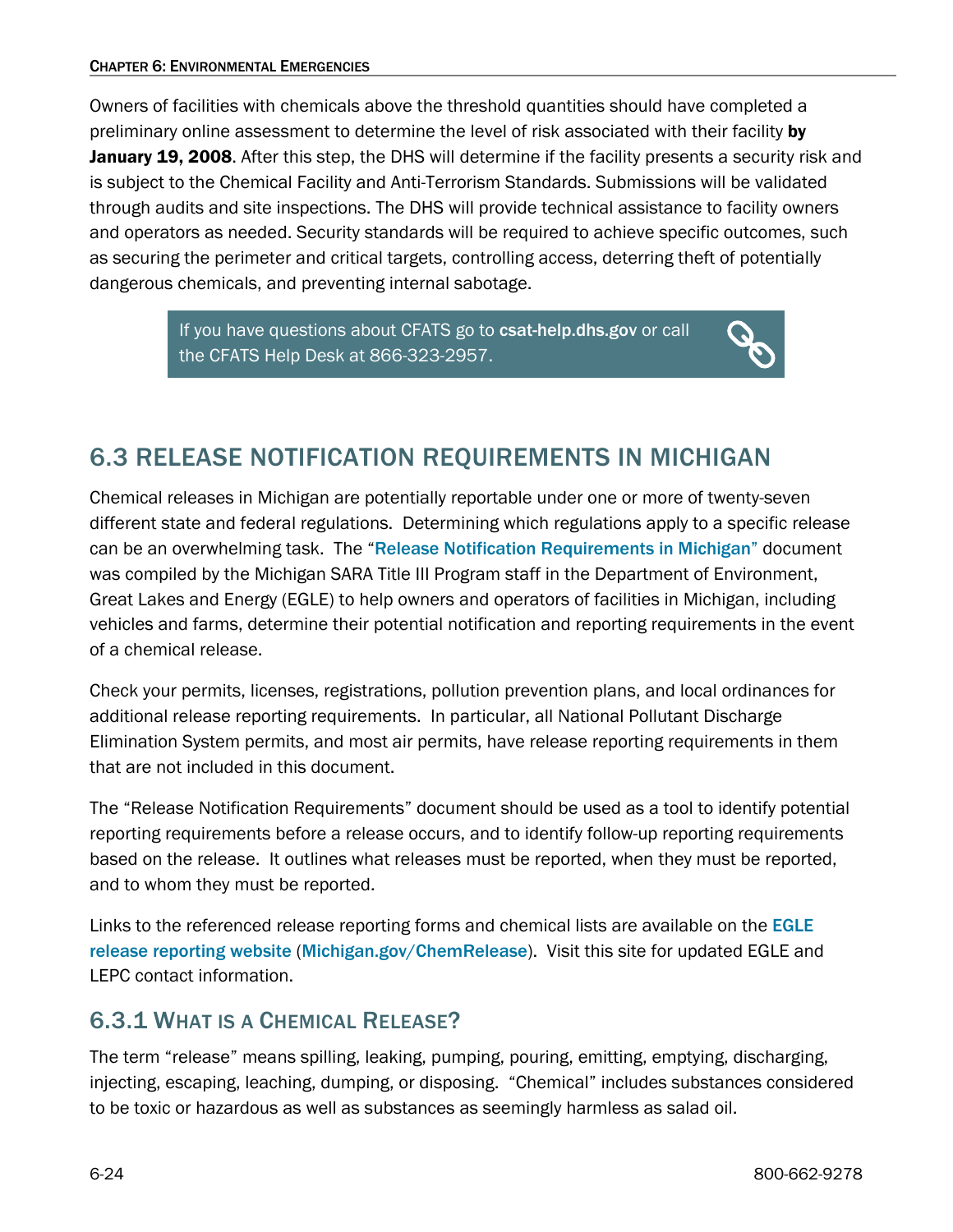Owners of facilities with chemicals above the threshold quantities should have completed a preliminary online assessment to determine the level of risk associated with their facility **by January 19, 2008**. After this step, the DHS will determine if the facility presents a security risk and is subject to the Chemical Facility and Anti-Terrorism Standards. Submissions will be validated through audits and site inspections. The DHS will provide technical assistance to facility owners and operators as needed. Security standards will be required to achieve specific outcomes, such as securing the perimeter and critical targets, controlling access, deterring theft of potentially dangerous chemicals, and preventing internal sabotage.

> If you have questions about CFATS go to **csat-help.dhs.gov** or call the CFATS Help Desk at 866-323-2957.

## 6.3 RELEASE NOTIFICATION REQUIREMENTS IN MICHIGAN

Chemical releases in Michigan are potentially reportable under one or more of twenty-seven different state and federal regulations. Determining which regulations apply to a specific release can be an overwhelming task. The "**Release Notification Requirements in Michigan**" document was compiled by the Michigan SARA Title III Program staff in the Department of Environment, Great Lakes and Energy (EGLE) to help owners and operators of facilities in Michigan, including vehicles and farms, determine their potential notification and reporting requirements in the event of a chemical release.

Check your permits, licenses, registrations, pollution prevention plans, and local ordinances for additional release reporting requirements. In particular, all National Pollutant Discharge Elimination System permits, and most air permits, have release reporting requirements in them that are not included in this document.

The "Release Notification Requirements" document should be used as a tool to identify potential reporting requirements before a release occurs, and to identify follow-up reporting requirements based on the release. It outlines what releases must be reported, when they must be reported, and to whom they must be reported.

Links to the referenced release reporting forms and chemical lists are available on the **EGLE release reporting website** (**Michigan.gov/ChemRelease**). Visit this site for updated EGLE and LEPC contact information.

### 6.3.1 What is a Chemical Release?

The term "release" means spilling, leaking, pumping, pouring, emitting, emptying, discharging, injecting, escaping, leaching, dumping, or disposing. "Chemical" includes substances considered to be toxic or hazardous as well as substances as seemingly harmless as salad oil.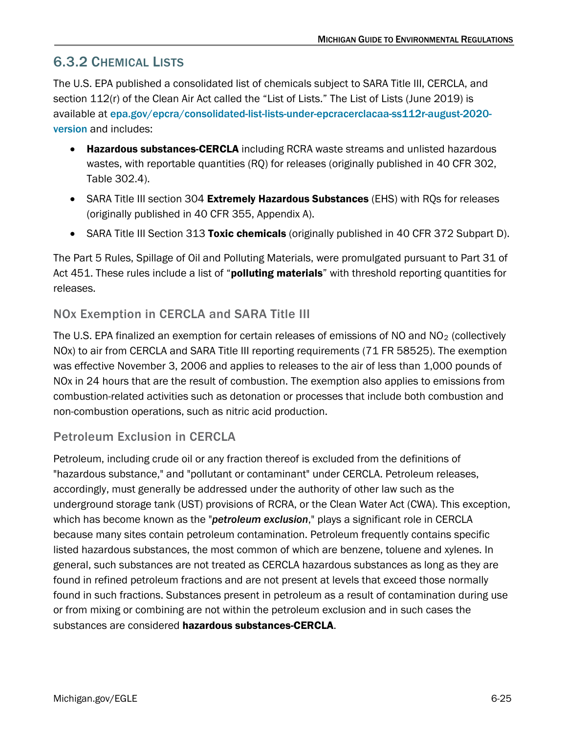## 6.3.2 Chemical Lists

The U.S. EPA published a consolidated list of chemicals subject to SARA Title III, CERCLA, and section 112(r) of the Clean Air Act called the "List of Lists." The List of Lists (June 2019) is available at epa.gov/epcra/consolidated-list-lists-under-epcracerclacaa-ss112r-august-2020-version and includes:

- **Hazardous substances-CERCLA** including RCRA waste streams and unlisted hazardous wastes, with reportable quantities (RQ) for releases (originally published in 40 CFR 302, Table 302.4).
- SARA Title III section 304 **Extremely Hazardous Substances** (EHS) with RQs for releases (originally published in 40 CFR 355, Appendix A).
- SARA Title III Section 313 **Toxic chemicals** (originally published in 40 CFR 372 Subpart D).

The Part 5 Rules, Spillage of Oil and Polluting Materials, were promulgated pursuant to Part 31 of Act 451. These rules include a list of "**polluting materials**" with threshold reporting quantities for releases.

### NOx Exemption in CERCLA and SARA Title III

The U.S. EPA finalized an exemption for certain releases of emissions of NO and $NO_2$ (collectively NOx) to air from CERCLA and SARA Title III reporting requirements (71 FR 58525). The exemption was effective November 3, 2006 and applies to releases to the air of less than 1,000 pounds of NOx in 24 hours that are the result of combustion. The exemption also applies to emissions from combustion-related activities such as detonation or processes that include both combustion and non-combustion operations, such as nitric acid production.

### Petroleum Exclusion in CERCLA

Petroleum, including crude oil or any fraction thereof is excluded from the definitions of "hazardous substance," and "pollutant or contaminant" under CERCLA. Petroleum releases, accordingly, must generally be addressed under the authority of other law such as the underground storage tank (UST) provisions of RCRA, or the Clean Water Act (CWA). This exception, which has become known as the "***petroleum exclusion***," plays a significant role in CERCLA because many sites contain petroleum contamination. Petroleum frequently contains specific listed hazardous substances, the most common of which are benzene, toluene and xylenes. In general, such substances are not treated as CERCLA hazardous substances as long as they are found in refined petroleum fractions and are not present at levels that exceed those normally found in such fractions. Substances present in petroleum as a result of contamination during use or from mixing or combining are not within the petroleum exclusion and in such cases the substances are considered **hazardous substances-CERCLA**.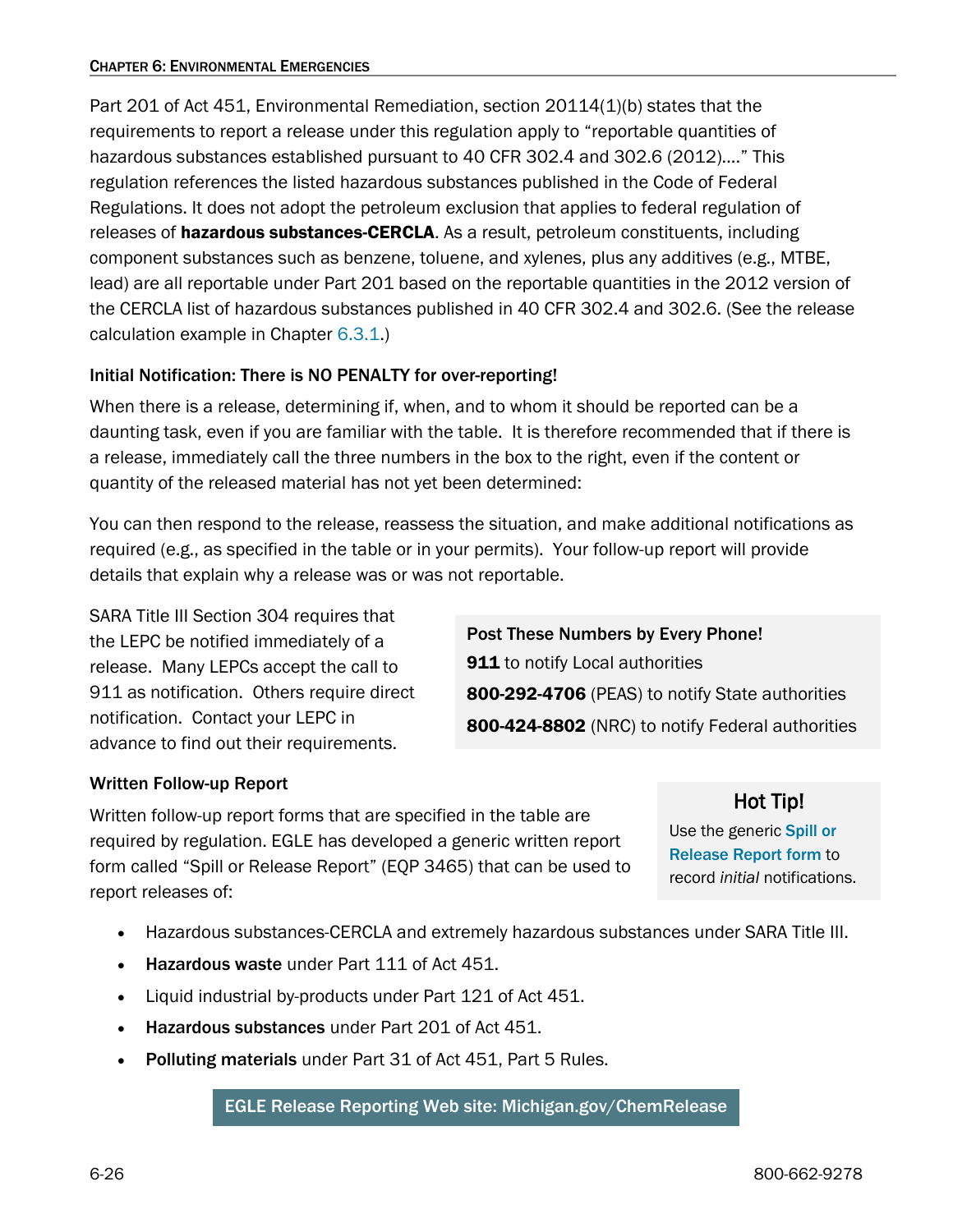Part 201 of Act 451, Environmental Remediation, section 20114(1)(b) states that the requirements to report a release under this regulation apply to "reportable quantities of hazardous substances established pursuant to 40 CFR 302.4 and 302.6 (2012)…." This regulation references the listed hazardous substances published in the Code of Federal Regulations. It does not adopt the petroleum exclusion that applies to federal regulation of releases of **hazardous substances-CERCLA**. As a result, petroleum constituents, including component substances such as benzene, toluene, and xylenes, plus any additives (e.g., MTBE, lead) are all reportable under Part 201 based on the reportable quantities in the 2012 version of the CERCLA list of hazardous substances published in 40 CFR 302.4 and 302.6. (See the release calculation example in Chapter 6.3.1.)

#### Initial Notification: There is NO PENALTY for over-reporting!

When there is a release, determining if, when, and to whom it should be reported can be a daunting task, even if you are familiar with the table. It is therefore recommended that if there is a release, immediately call the three numbers in the box to the right, even if the content or quantity of the released material has not yet been determined:

You can then respond to the release, reassess the situation, and make additional notifications as required (e.g., as specified in the table or in your permits). Your follow-up report will provide details that explain why a release was or was not reportable.

SARA Title III Section 304 requires that the LEPC be notified immediately of a release. Many LEPCs accept the call to 911 as notification. Others require direct notification. Contact your LEPC in advance to find out their requirements.

> **Post These Numbers by Every Phone!**
>
> **911** to notify Local authorities
>
> **800-292-4706** (PEAS) to notify State authorities
>
> **800-424-8802** (NRC) to notify Federal authorities

#### Written Follow-up Report

Written follow-up report forms that are specified in the table are required by regulation. EGLE has developed a generic written report form called "Spill or Release Report" (EQP 3465) that can be used to report releases of:

> **Hot Tip!**
>
> Use the generic **Spill or Release Report form** to record *initial* notifications.

- Hazardous substances-CERCLA and extremely hazardous substances under SARA Title III.
- **Hazardous waste** under Part 111 of Act 451.
- Liquid industrial by-products under Part 121 of Act 451.
- **Hazardous substances** under Part 201 of Act 451.
- **Polluting materials** under Part 31 of Act 451, Part 5 Rules.

**EGLE Release Reporting Web site: Michigan.gov/ChemRelease**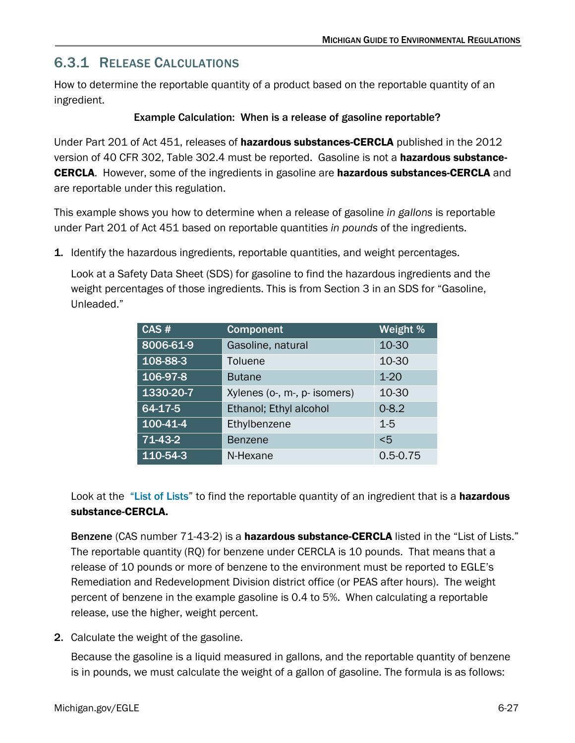## 6.3.1 Release Calculations

How to determine the reportable quantity of a product based on the reportable quantity of an ingredient.

**Example Calculation: When is a release of gasoline reportable?**

Under Part 201 of Act 451, releases of **hazardous substances-CERCLA** published in the 2012 version of 40 CFR 302, Table 302.4 must be reported. Gasoline is not a **hazardous substance-CERCLA**. However, some of the ingredients in gasoline are **hazardous substances-CERCLA** and are reportable under this regulation.

This example shows you how to determine when a release of gasoline *in gallons* is reportable under Part 201 of Act 451 based on reportable quantities *in pounds* of the ingredients.

1. Identify the hazardous ingredients, reportable quantities, and weight percentages.

   Look at a Safety Data Sheet (SDS) for gasoline to find the hazardous ingredients and the weight percentages of those ingredients. This is from Section 3 in an SDS for "Gasoline, Unleaded."

   | CAS # | Component | Weight % |
   |---|---|---|
   | 8006-61-9 | Gasoline, natural | 10-30 |
   | 108-88-3 | Toluene | 10-30 |
   | 106-97-8 | Butane | 1-20 |
   | 1330-20-7 | Xylenes (o-, m-, p- isomers) | 10-30 |
   | 64-17-5 | Ethanol; Ethyl alcohol | 0-8.2 |
   | 100-41-4 | Ethylbenzene | 1-5 |
   | 71-43-2 | Benzene | <5 |
   | 110-54-3 | N-Hexane | 0.5-0.75 |

   Look at the "List of Lists" to find the reportable quantity of an ingredient that is a **hazardous substance-CERCLA.**

   **Benzene** (CAS number 71-43-2) is a **hazardous substance-CERCLA** listed in the "List of Lists." The reportable quantity (RQ) for benzene under CERCLA is 10 pounds. That means that a release of 10 pounds or more of benzene to the environment must be reported to EGLE's Remediation and Redevelopment Division district office (or PEAS after hours). The weight percent of benzene in the example gasoline is 0.4 to 5%. When calculating a reportable release, use the higher, weight percent.

2. Calculate the weight of the gasoline.

   Because the gasoline is a liquid measured in gallons, and the reportable quantity of benzene is in pounds, we must calculate the weight of a gallon of gasoline. The formula is as follows: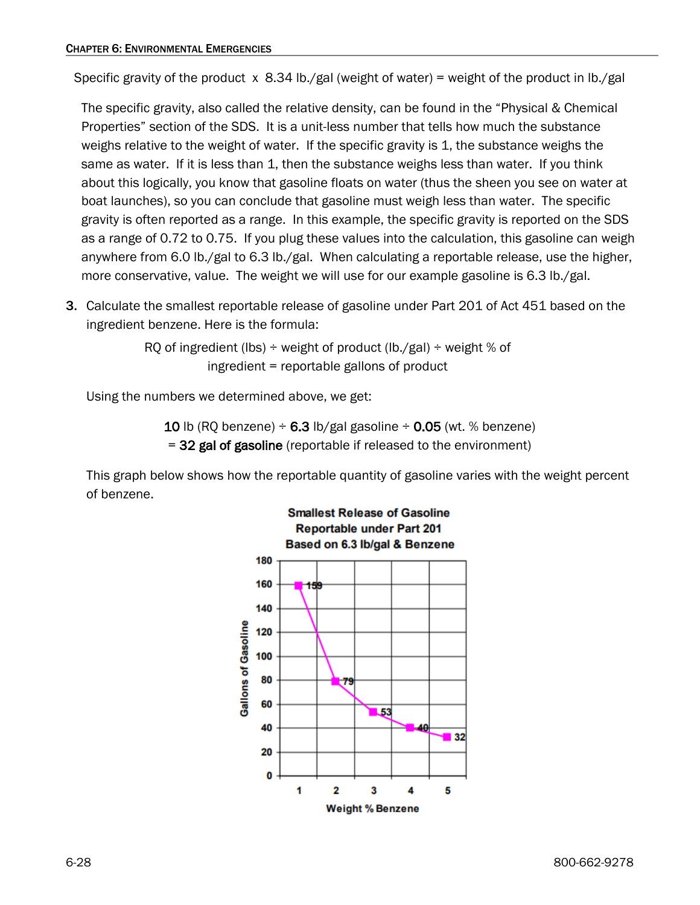Specific gravity of the product x 8.34 lb./gal (weight of water) = weight of the product in lb./gal

The specific gravity, also called the relative density, can be found in the "Physical & Chemical Properties" section of the SDS. It is a unit-less number that tells how much the substance weighs relative to the weight of water. If the specific gravity is 1, the substance weighs the same as water. If it is less than 1, then the substance weighs less than water. If you think about this logically, you know that gasoline floats on water (thus the sheen you see on water at boat launches), so you can conclude that gasoline must weigh less than water. The specific gravity is often reported as a range. In this example, the specific gravity is reported on the SDS as a range of 0.72 to 0.75. If you plug these values into the calculation, this gasoline can weigh anywhere from 6.0 lb./gal to 6.3 lb./gal. When calculating a reportable release, use the higher, more conservative, value. The weight we will use for our example gasoline is 6.3 lb./gal.

3. Calculate the smallest reportable release of gasoline under Part 201 of Act 451 based on the ingredient benzene. Here is the formula:

   RQ of ingredient (lbs) ÷ weight of product (lb./gal) ÷ weight % of ingredient = reportable gallons of product

   Using the numbers we determined above, we get:

   **10** lb (RQ benzene) ÷ **6.3** lb/gal gasoline ÷ **0.05** (wt. % benzene) = **32 gal of gasoline** (reportable if released to the environment)

   This graph below shows how the reportable quantity of gasoline varies with the weight percent of benzene.

**Smallest Release of Gasoline Reportable under Part 201 Based on 6.3 lb/gal & Benzene**

| Weight % Benzene | Gallons of Gasoline |
|---|---|
| 1 | 159 |
| 2 | 79 |
| 3 | 53 |
| 4 | 40 |
| 5 | 32 |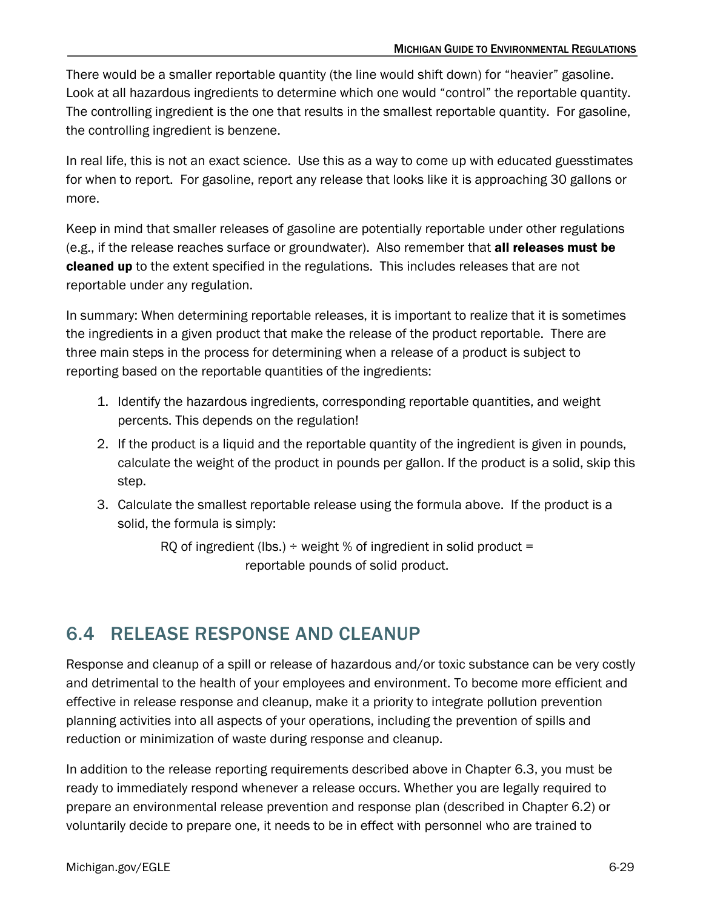There would be a smaller reportable quantity (the line would shift down) for "heavier" gasoline. Look at all hazardous ingredients to determine which one would "control" the reportable quantity. The controlling ingredient is the one that results in the smallest reportable quantity. For gasoline, the controlling ingredient is benzene.

In real life, this is not an exact science. Use this as a way to come up with educated guesstimates for when to report. For gasoline, report any release that looks like it is approaching 30 gallons or more.

Keep in mind that smaller releases of gasoline are potentially reportable under other regulations (e.g., if the release reaches surface or groundwater). Also remember that **all releases must be cleaned up** to the extent specified in the regulations. This includes releases that are not reportable under any regulation.

In summary: When determining reportable releases, it is important to realize that it is sometimes the ingredients in a given product that make the release of the product reportable. There are three main steps in the process for determining when a release of a product is subject to reporting based on the reportable quantities of the ingredients:

1. Identify the hazardous ingredients, corresponding reportable quantities, and weight percents. This depends on the regulation!
2. If the product is a liquid and the reportable quantity of the ingredient is given in pounds, calculate the weight of the product in pounds per gallon. If the product is a solid, skip this step.
3. Calculate the smallest reportable release using the formula above. If the product is a solid, the formula is simply:

   RQ of ingredient (lbs.) ÷ weight % of ingredient in solid product = reportable pounds of solid product.

## 6.4 RELEASE RESPONSE AND CLEANUP

Response and cleanup of a spill or release of hazardous and/or toxic substance can be very costly and detrimental to the health of your employees and environment. To become more efficient and effective in release response and cleanup, make it a priority to integrate pollution prevention planning activities into all aspects of your operations, including the prevention of spills and reduction or minimization of waste during response and cleanup.

In addition to the release reporting requirements described above in Chapter 6.3, you must be ready to immediately respond whenever a release occurs. Whether you are legally required to prepare an environmental release prevention and response plan (described in Chapter 6.2) or voluntarily decide to prepare one, it needs to be in effect with personnel who are trained to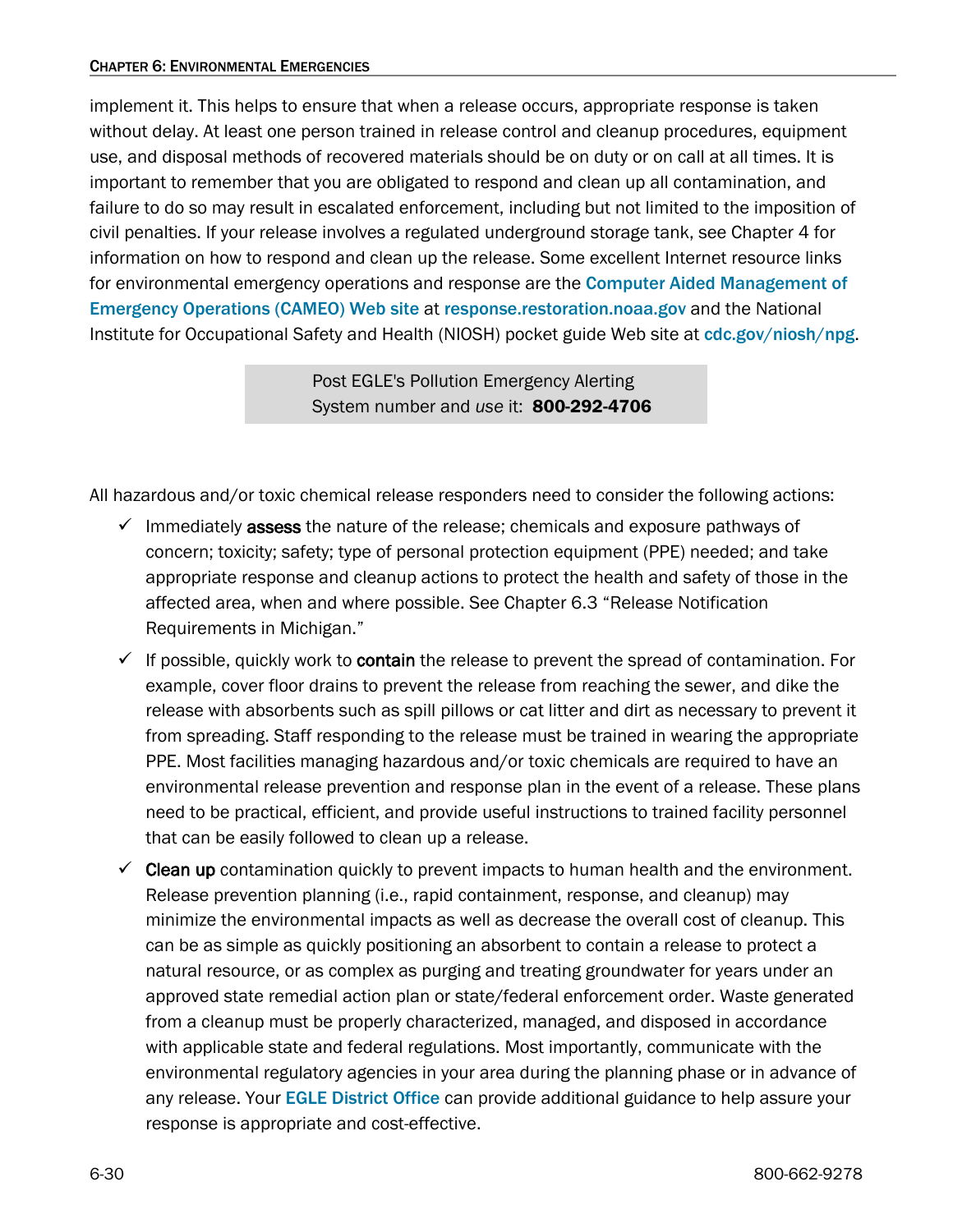implement it. This helps to ensure that when a release occurs, appropriate response is taken without delay. At least one person trained in release control and cleanup procedures, equipment use, and disposal methods of recovered materials should be on duty or on call at all times. It is important to remember that you are obligated to respond and clean up all contamination, and failure to do so may result in escalated enforcement, including but not limited to the imposition of civil penalties. If your release involves a regulated underground storage tank, see Chapter 4 for information on how to respond and clean up the release. Some excellent Internet resource links for environmental emergency operations and response are the Computer Aided Management of Emergency Operations (CAMEO) Web site at response.restoration.noaa.gov and the National Institute for Occupational Safety and Health (NIOSH) pocket guide Web site at cdc.gov/niosh/npg.

> Post EGLE's Pollution Emergency Alerting System number and *use* it: **800-292-4706**

All hazardous and/or toxic chemical release responders need to consider the following actions:

- ✓ Immediately **assess** the nature of the release; chemicals and exposure pathways of concern; toxicity; safety; type of personal protection equipment (PPE) needed; and take appropriate response and cleanup actions to protect the health and safety of those in the affected area, when and where possible. See Chapter 6.3 "Release Notification Requirements in Michigan."
- ✓ If possible, quickly work to **contain** the release to prevent the spread of contamination. For example, cover floor drains to prevent the release from reaching the sewer, and dike the release with absorbents such as spill pillows or cat litter and dirt as necessary to prevent it from spreading. Staff responding to the release must be trained in wearing the appropriate PPE. Most facilities managing hazardous and/or toxic chemicals are required to have an environmental release prevention and response plan in the event of a release. These plans need to be practical, efficient, and provide useful instructions to trained facility personnel that can be easily followed to clean up a release.
- ✓ **Clean up** contamination quickly to prevent impacts to human health and the environment. Release prevention planning (i.e., rapid containment, response, and cleanup) may minimize the environmental impacts as well as decrease the overall cost of cleanup. This can be as simple as quickly positioning an absorbent to contain a release to protect a natural resource, or as complex as purging and treating groundwater for years under an approved state remedial action plan or state/federal enforcement order. Waste generated from a cleanup must be properly characterized, managed, and disposed in accordance with applicable state and federal regulations. Most importantly, communicate with the environmental regulatory agencies in your area during the planning phase or in advance of any release. Your EGLE District Office can provide additional guidance to help assure your response is appropriate and cost-effective.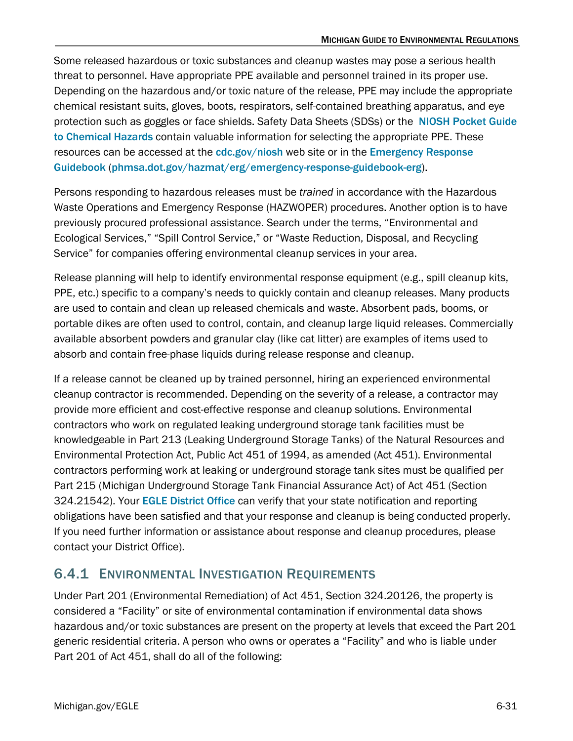Some released hazardous or toxic substances and cleanup wastes may pose a serious health threat to personnel. Have appropriate PPE available and personnel trained in its proper use. Depending on the hazardous and/or toxic nature of the release, PPE may include the appropriate chemical resistant suits, gloves, boots, respirators, self-contained breathing apparatus, and eye protection such as goggles or face shields. Safety Data Sheets (SDSs) or the NIOSH Pocket Guide to Chemical Hazards contain valuable information for selecting the appropriate PPE. These resources can be accessed at the cdc.gov/niosh web site or in the Emergency Response Guidebook (phmsa.dot.gov/hazmat/erg/emergency-response-guidebook-erg).

Persons responding to hazardous releases must be *trained* in accordance with the Hazardous Waste Operations and Emergency Response (HAZWOPER) procedures. Another option is to have previously procured professional assistance. Search under the terms, "Environmental and Ecological Services," "Spill Control Service," or "Waste Reduction, Disposal, and Recycling Service" for companies offering environmental cleanup services in your area.

Release planning will help to identify environmental response equipment (e.g., spill cleanup kits, PPE, etc.) specific to a company's needs to quickly contain and cleanup releases. Many products are used to contain and clean up released chemicals and waste. Absorbent pads, booms, or portable dikes are often used to control, contain, and cleanup large liquid releases. Commercially available absorbent powders and granular clay (like cat litter) are examples of items used to absorb and contain free-phase liquids during release response and cleanup.

If a release cannot be cleaned up by trained personnel, hiring an experienced environmental cleanup contractor is recommended. Depending on the severity of a release, a contractor may provide more efficient and cost-effective response and cleanup solutions. Environmental contractors who work on regulated leaking underground storage tank facilities must be knowledgeable in Part 213 (Leaking Underground Storage Tanks) of the Natural Resources and Environmental Protection Act, Public Act 451 of 1994, as amended (Act 451). Environmental contractors performing work at leaking or underground storage tank sites must be qualified per Part 215 (Michigan Underground Storage Tank Financial Assurance Act) of Act 451 (Section 324.21542). Your EGLE District Office can verify that your state notification and reporting obligations have been satisfied and that your response and cleanup is being conducted properly. If you need further information or assistance about response and cleanup procedures, please contact your District Office).

## 6.4.1 Environmental Investigation Requirements

Under Part 201 (Environmental Remediation) of Act 451, Section 324.20126, the property is considered a "Facility" or site of environmental contamination if environmental data shows hazardous and/or toxic substances are present on the property at levels that exceed the Part 201 generic residential criteria. A person who owns or operates a "Facility" and who is liable under Part 201 of Act 451, shall do all of the following: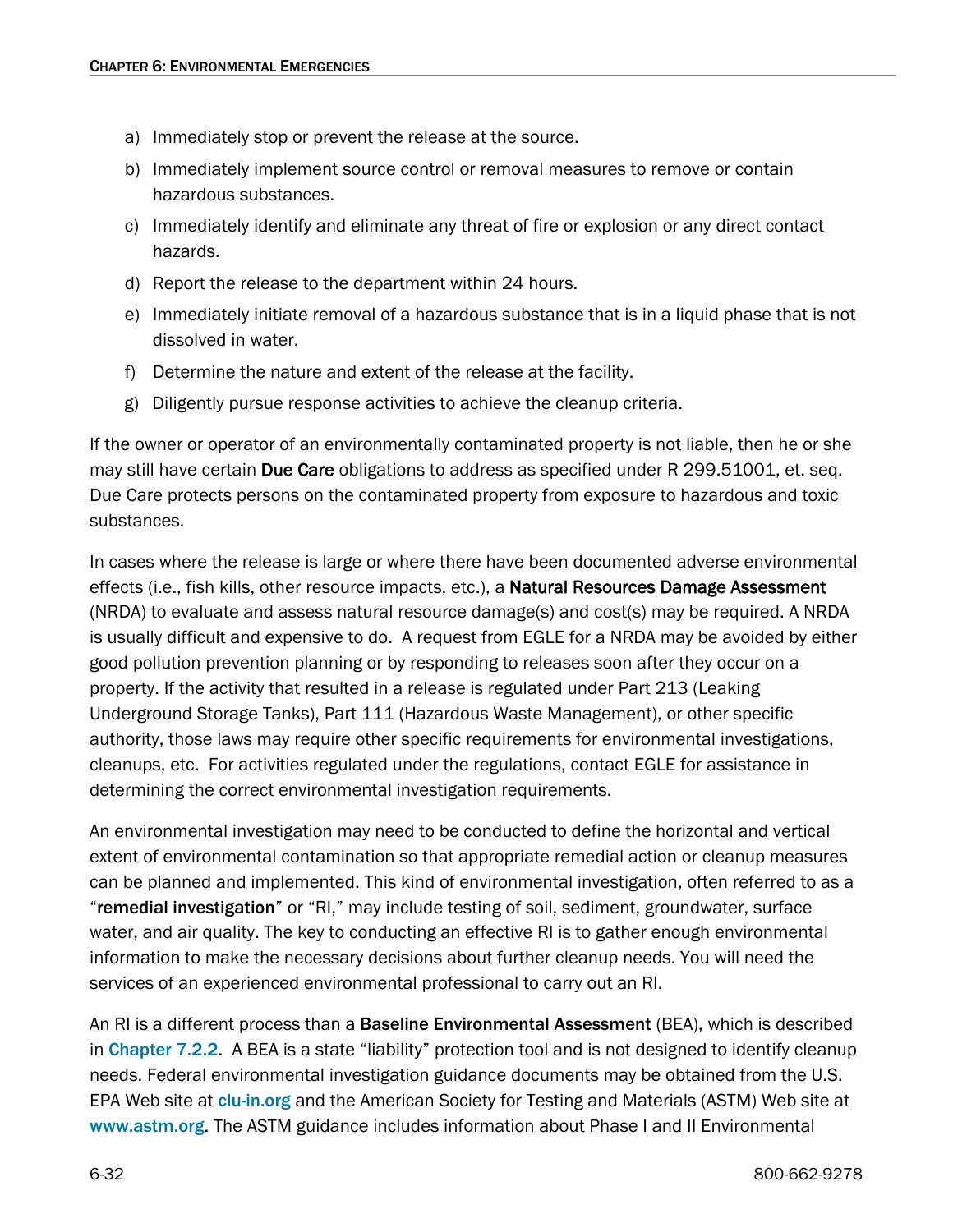a) Immediately stop or prevent the release at the source.
b) Immediately implement source control or removal measures to remove or contain hazardous substances.
c) Immediately identify and eliminate any threat of fire or explosion or any direct contact hazards.
d) Report the release to the department within 24 hours.
e) Immediately initiate removal of a hazardous substance that is in a liquid phase that is not dissolved in water.
f) Determine the nature and extent of the release at the facility.
g) Diligently pursue response activities to achieve the cleanup criteria.

If the owner or operator of an environmentally contaminated property is not liable, then he or she may still have certain **Due Care** obligations to address as specified under R 299.51001, et. seq. Due Care protects persons on the contaminated property from exposure to hazardous and toxic substances.

In cases where the release is large or where there have been documented adverse environmental effects (i.e., fish kills, other resource impacts, etc.), a **Natural Resources Damage Assessment** (NRDA) to evaluate and assess natural resource damage(s) and cost(s) may be required. A NRDA is usually difficult and expensive to do. A request from EGLE for a NRDA may be avoided by either good pollution prevention planning or by responding to releases soon after they occur on a property. If the activity that resulted in a release is regulated under Part 213 (Leaking Underground Storage Tanks), Part 111 (Hazardous Waste Management), or other specific authority, those laws may require other specific requirements for environmental investigations, cleanups, etc. For activities regulated under the regulations, contact EGLE for assistance in determining the correct environmental investigation requirements.

An environmental investigation may need to be conducted to define the horizontal and vertical extent of environmental contamination so that appropriate remedial action or cleanup measures can be planned and implemented. This kind of environmental investigation, often referred to as a "**remedial investigation**" or "RI," may include testing of soil, sediment, groundwater, surface water, and air quality. The key to conducting an effective RI is to gather enough environmental information to make the necessary decisions about further cleanup needs. You will need the services of an experienced environmental professional to carry out an RI.

An RI is a different process than a **Baseline Environmental Assessment** (BEA), which is described in Chapter 7.2.2. A BEA is a state "liability" protection tool and is not designed to identify cleanup needs. Federal environmental investigation guidance documents may be obtained from the U.S. EPA Web site at clu-in.org and the American Society for Testing and Materials (ASTM) Web site at www.astm.org. The ASTM guidance includes information about Phase I and II Environmental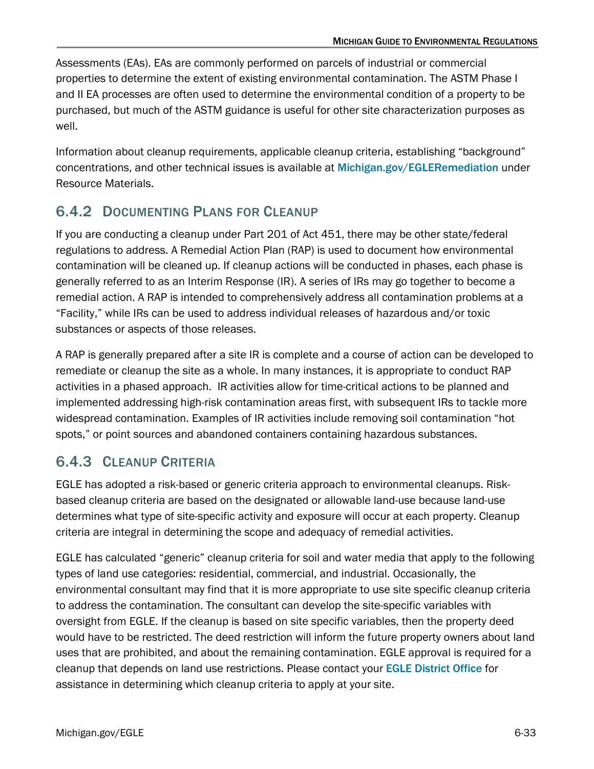Assessments (EAs). EAs are commonly performed on parcels of industrial or commercial properties to determine the extent of existing environmental contamination. The ASTM Phase I and II EA processes are often used to determine the environmental condition of a property to be purchased, but much of the ASTM guidance is useful for other site characterization purposes as well.

Information about cleanup requirements, applicable cleanup criteria, establishing "background" concentrations, and other technical issues is available at Michigan.gov/EGLERemediation under Resource Materials.

### 6.4.2 Documenting Plans for Cleanup

If you are conducting a cleanup under Part 201 of Act 451, there may be other state/federal regulations to address. A Remedial Action Plan (RAP) is used to document how environmental contamination will be cleaned up. If cleanup actions will be conducted in phases, each phase is generally referred to as an Interim Response (IR). A series of IRs may go together to become a remedial action. A RAP is intended to comprehensively address all contamination problems at a "Facility," while IRs can be used to address individual releases of hazardous and/or toxic substances or aspects of those releases.

A RAP is generally prepared after a site IR is complete and a course of action can be developed to remediate or cleanup the site as a whole. In many instances, it is appropriate to conduct RAP activities in a phased approach. IR activities allow for time-critical actions to be planned and implemented addressing high-risk contamination areas first, with subsequent IRs to tackle more widespread contamination. Examples of IR activities include removing soil contamination "hot spots," or point sources and abandoned containers containing hazardous substances.

### 6.4.3 Cleanup Criteria

EGLE has adopted a risk-based or generic criteria approach to environmental cleanups. Risk-based cleanup criteria are based on the designated or allowable land-use because land-use determines what type of site-specific activity and exposure will occur at each property. Cleanup criteria are integral in determining the scope and adequacy of remedial activities.

EGLE has calculated "generic" cleanup criteria for soil and water media that apply to the following types of land use categories: residential, commercial, and industrial. Occasionally, the environmental consultant may find that it is more appropriate to use site specific cleanup criteria to address the contamination. The consultant can develop the site-specific variables with oversight from EGLE. If the cleanup is based on site specific variables, then the property deed would have to be restricted. The deed restriction will inform the future property owners about land uses that are prohibited, and about the remaining contamination. EGLE approval is required for a cleanup that depends on land use restrictions. Please contact your EGLE District Office for assistance in determining which cleanup criteria to apply at your site.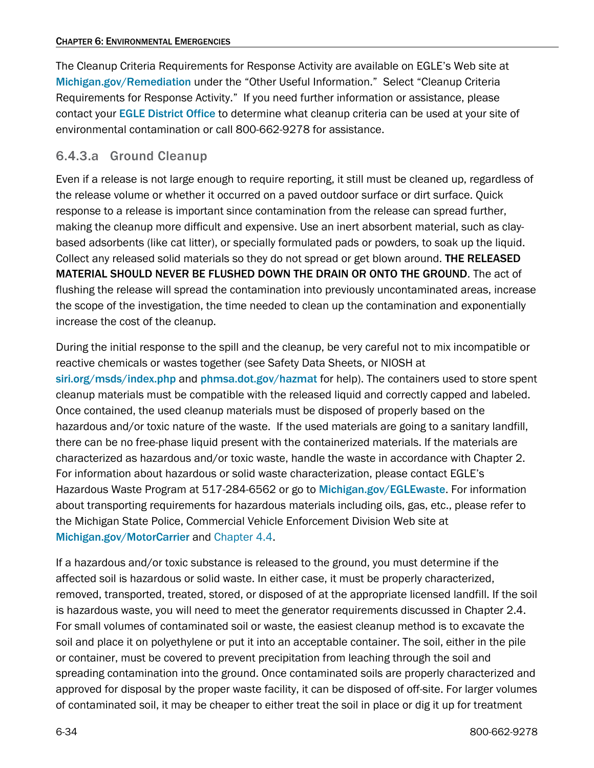The Cleanup Criteria Requirements for Response Activity are available on EGLE's Web site at **Michigan.gov/Remediation** under the "Other Useful Information." Select "Cleanup Criteria Requirements for Response Activity." If you need further information or assistance, please contact your **EGLE District Office** to determine what cleanup criteria can be used at your site of environmental contamination or call 800-662-9278 for assistance.

### 6.4.3.a Ground Cleanup

Even if a release is not large enough to require reporting, it still must be cleaned up, regardless of the release volume or whether it occurred on a paved outdoor surface or dirt surface. Quick response to a release is important since contamination from the release can spread further, making the cleanup more difficult and expensive. Use an inert absorbent material, such as clay-based adsorbents (like cat litter), or specially formulated pads or powders, to soak up the liquid. Collect any released solid materials so they do not spread or get blown around. **THE RELEASED MATERIAL SHOULD NEVER BE FLUSHED DOWN THE DRAIN OR ONTO THE GROUND**. The act of flushing the release will spread the contamination into previously uncontaminated areas, increase the scope of the investigation, the time needed to clean up the contamination and exponentially increase the cost of the cleanup.

During the initial response to the spill and the cleanup, be very careful not to mix incompatible or reactive chemicals or wastes together (see Safety Data Sheets, or NIOSH at **siri.org/msds/index.php** and **phmsa.dot.gov/hazmat** for help). The containers used to store spent cleanup materials must be compatible with the released liquid and correctly capped and labeled. Once contained, the used cleanup materials must be disposed of properly based on the hazardous and/or toxic nature of the waste. If the used materials are going to a sanitary landfill, there can be no free-phase liquid present with the containerized materials. If the materials are characterized as hazardous and/or toxic waste, handle the waste in accordance with Chapter 2. For information about hazardous or solid waste characterization, please contact EGLE's Hazardous Waste Program at 517-284-6562 or go to **Michigan.gov/EGLEwaste**. For information about transporting requirements for hazardous materials including oils, gas, etc., please refer to the Michigan State Police, Commercial Vehicle Enforcement Division Web site at **Michigan.gov/MotorCarrier** and Chapter 4.4.

If a hazardous and/or toxic substance is released to the ground, you must determine if the affected soil is hazardous or solid waste. In either case, it must be properly characterized, removed, transported, treated, stored, or disposed of at the appropriate licensed landfill. If the soil is hazardous waste, you will need to meet the generator requirements discussed in Chapter 2.4. For small volumes of contaminated soil or waste, the easiest cleanup method is to excavate the soil and place it on polyethylene or put it into an acceptable container. The soil, either in the pile or container, must be covered to prevent precipitation from leaching through the soil and spreading contamination into the ground. Once contaminated soils are properly characterized and approved for disposal by the proper waste facility, it can be disposed of off-site. For larger volumes of contaminated soil, it may be cheaper to either treat the soil in place or dig it up for treatment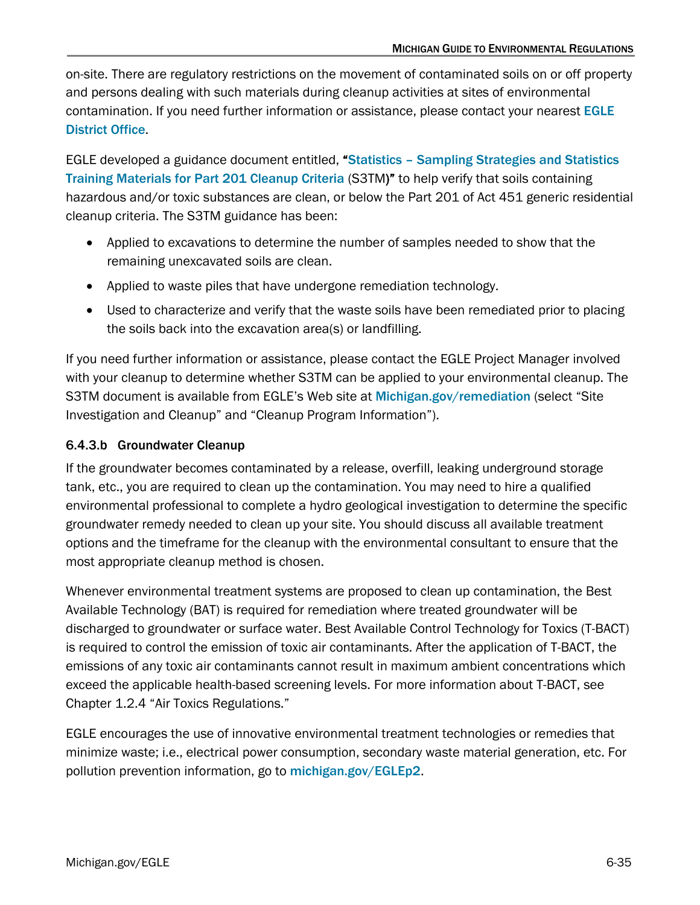on-site. There are regulatory restrictions on the movement of contaminated soils on or off property and persons dealing with such materials during cleanup activities at sites of environmental contamination. If you need further information or assistance, please contact your nearest EGLE District Office.

EGLE developed a guidance document entitled, "Statistics – Sampling Strategies and Statistics Training Materials for Part 201 Cleanup Criteria (S3TM)" to help verify that soils containing hazardous and/or toxic substances are clean, or below the Part 201 of Act 451 generic residential cleanup criteria. The S3TM guidance has been:

- Applied to excavations to determine the number of samples needed to show that the remaining unexcavated soils are clean.
- Applied to waste piles that have undergone remediation technology.
- Used to characterize and verify that the waste soils have been remediated prior to placing the soils back into the excavation area(s) or landfilling.

If you need further information or assistance, please contact the EGLE Project Manager involved with your cleanup to determine whether S3TM can be applied to your environmental cleanup. The S3TM document is available from EGLE's Web site at Michigan.gov/remediation (select "Site Investigation and Cleanup" and "Cleanup Program Information").

#### 6.4.3.b Groundwater Cleanup

If the groundwater becomes contaminated by a release, overfill, leaking underground storage tank, etc., you are required to clean up the contamination. You may need to hire a qualified environmental professional to complete a hydro geological investigation to determine the specific groundwater remedy needed to clean up your site. You should discuss all available treatment options and the timeframe for the cleanup with the environmental consultant to ensure that the most appropriate cleanup method is chosen.

Whenever environmental treatment systems are proposed to clean up contamination, the Best Available Technology (BAT) is required for remediation where treated groundwater will be discharged to groundwater or surface water. Best Available Control Technology for Toxics (T-BACT) is required to control the emission of toxic air contaminants. After the application of T-BACT, the emissions of any toxic air contaminants cannot result in maximum ambient concentrations which exceed the applicable health-based screening levels. For more information about T-BACT, see Chapter 1.2.4 "Air Toxics Regulations."

EGLE encourages the use of innovative environmental treatment technologies or remedies that minimize waste; i.e., electrical power consumption, secondary waste material generation, etc. For pollution prevention information, go to michigan.gov/EGLEp2.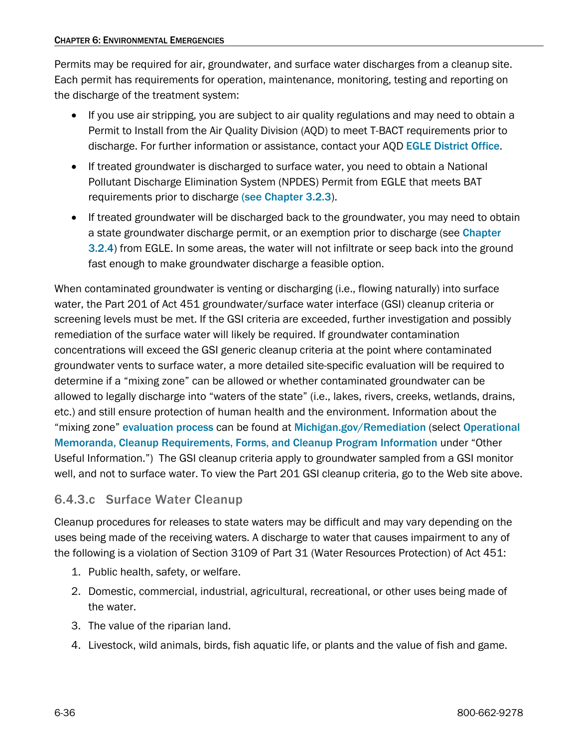Permits may be required for air, groundwater, and surface water discharges from a cleanup site. Each permit has requirements for operation, maintenance, monitoring, testing and reporting on the discharge of the treatment system:

- If you use air stripping, you are subject to air quality regulations and may need to obtain a Permit to Install from the Air Quality Division (AQD) to meet T-BACT requirements prior to discharge. For further information or assistance, contact your AQD EGLE District Office.
- If treated groundwater is discharged to surface water, you need to obtain a National Pollutant Discharge Elimination System (NPDES) Permit from EGLE that meets BAT requirements prior to discharge (see Chapter 3.2.3).
- If treated groundwater will be discharged back to the groundwater, you may need to obtain a state groundwater discharge permit, or an exemption prior to discharge (see Chapter 3.2.4) from EGLE. In some areas, the water will not infiltrate or seep back into the ground fast enough to make groundwater discharge a feasible option.

When contaminated groundwater is venting or discharging (i.e., flowing naturally) into surface water, the Part 201 of Act 451 groundwater/surface water interface (GSI) cleanup criteria or screening levels must be met. If the GSI criteria are exceeded, further investigation and possibly remediation of the surface water will likely be required. If groundwater contamination concentrations will exceed the GSI generic cleanup criteria at the point where contaminated groundwater vents to surface water, a more detailed site-specific evaluation will be required to determine if a "mixing zone" can be allowed or whether contaminated groundwater can be allowed to legally discharge into "waters of the state" (i.e., lakes, rivers, creeks, wetlands, drains, etc.) and still ensure protection of human health and the environment. Information about the "mixing zone" evaluation process can be found at Michigan.gov/Remediation (select Operational Memoranda, Cleanup Requirements, Forms, and Cleanup Program Information under "Other Useful Information.") The GSI cleanup criteria apply to groundwater sampled from a GSI monitor well, and not to surface water. To view the Part 201 GSI cleanup criteria, go to the Web site above.

### 6.4.3.c Surface Water Cleanup

Cleanup procedures for releases to state waters may be difficult and may vary depending on the uses being made of the receiving waters. A discharge to water that causes impairment to any of the following is a violation of Section 3109 of Part 31 (Water Resources Protection) of Act 451:

1. Public health, safety, or welfare.
2. Domestic, commercial, industrial, agricultural, recreational, or other uses being made of the water.
3. The value of the riparian land.
4. Livestock, wild animals, birds, fish aquatic life, or plants and the value of fish and game.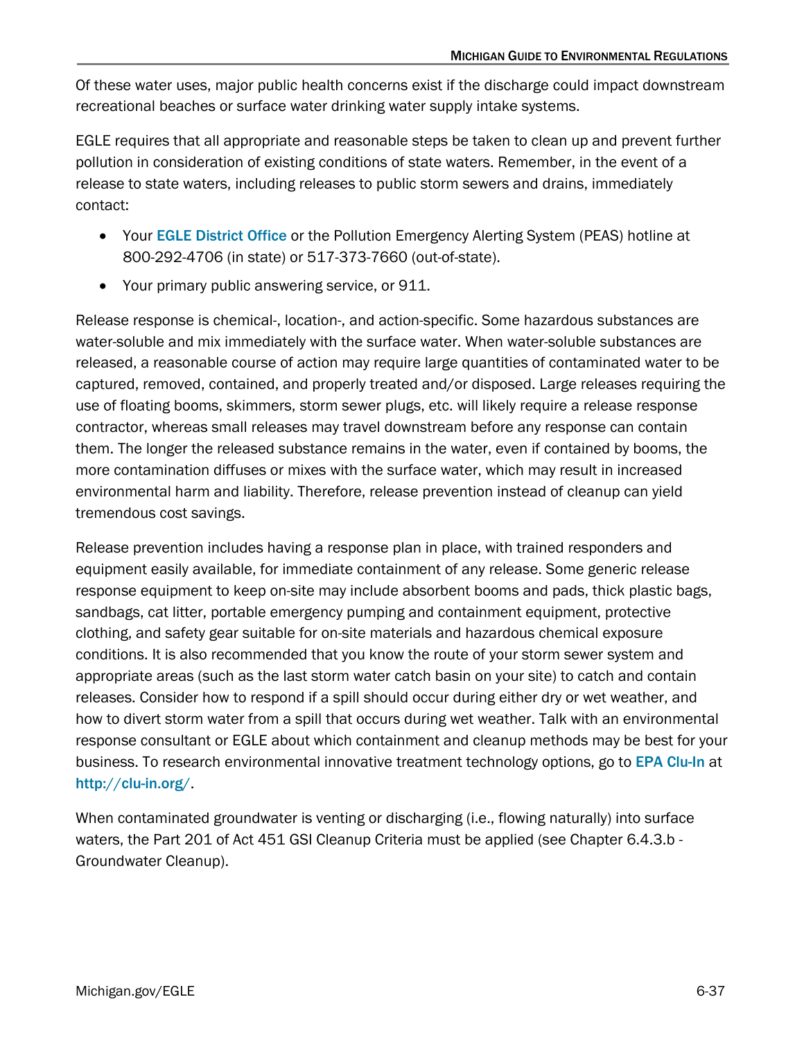Of these water uses, major public health concerns exist if the discharge could impact downstream recreational beaches or surface water drinking water supply intake systems.

EGLE requires that all appropriate and reasonable steps be taken to clean up and prevent further pollution in consideration of existing conditions of state waters. Remember, in the event of a release to state waters, including releases to public storm sewers and drains, immediately contact:

- Your **EGLE District Office** or the Pollution Emergency Alerting System (PEAS) hotline at 800-292-4706 (in state) or 517-373-7660 (out-of-state).
- Your primary public answering service, or 911.

Release response is chemical-, location-, and action-specific. Some hazardous substances are water-soluble and mix immediately with the surface water. When water-soluble substances are released, a reasonable course of action may require large quantities of contaminated water to be captured, removed, contained, and properly treated and/or disposed. Large releases requiring the use of floating booms, skimmers, storm sewer plugs, etc. will likely require a release response contractor, whereas small releases may travel downstream before any response can contain them. The longer the released substance remains in the water, even if contained by booms, the more contamination diffuses or mixes with the surface water, which may result in increased environmental harm and liability. Therefore, release prevention instead of cleanup can yield tremendous cost savings.

Release prevention includes having a response plan in place, with trained responders and equipment easily available, for immediate containment of any release. Some generic release response equipment to keep on-site may include absorbent booms and pads, thick plastic bags, sandbags, cat litter, portable emergency pumping and containment equipment, protective clothing, and safety gear suitable for on-site materials and hazardous chemical exposure conditions. It is also recommended that you know the route of your storm sewer system and appropriate areas (such as the last storm water catch basin on your site) to catch and contain releases. Consider how to respond if a spill should occur during either dry or wet weather, and how to divert storm water from a spill that occurs during wet weather. Talk with an environmental response consultant or EGLE about which containment and cleanup methods may be best for your business. To research environmental innovative treatment technology options, go to **EPA Clu-In** at **http://clu-in.org/**.

When contaminated groundwater is venting or discharging (i.e., flowing naturally) into surface waters, the Part 201 of Act 451 GSI Cleanup Criteria must be applied (see Chapter 6.4.3.b - Groundwater Cleanup).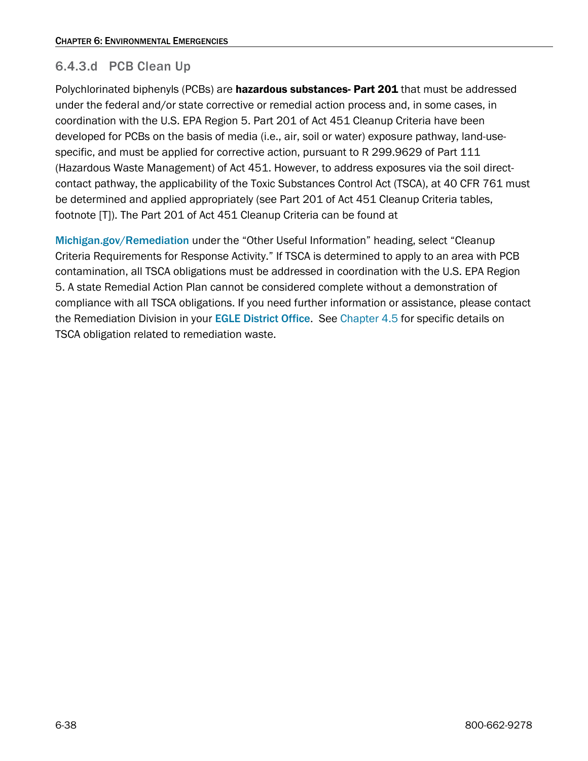### 6.4.3.d PCB Clean Up

Polychlorinated biphenyls (PCBs) are **hazardous substances- Part 201** that must be addressed under the federal and/or state corrective or remedial action process and, in some cases, in coordination with the U.S. EPA Region 5. Part 201 of Act 451 Cleanup Criteria have been developed for PCBs on the basis of media (i.e., air, soil or water) exposure pathway, land-use-specific, and must be applied for corrective action, pursuant to R 299.9629 of Part 111 (Hazardous Waste Management) of Act 451. However, to address exposures via the soil direct-contact pathway, the applicability of the Toxic Substances Control Act (TSCA), at 40 CFR 761 must be determined and applied appropriately (see Part 201 of Act 451 Cleanup Criteria tables, footnote [T]). The Part 201 of Act 451 Cleanup Criteria can be found at

**Michigan.gov/Remediation** under the "Other Useful Information" heading, select "Cleanup Criteria Requirements for Response Activity." If TSCA is determined to apply to an area with PCB contamination, all TSCA obligations must be addressed in coordination with the U.S. EPA Region 5. A state Remedial Action Plan cannot be considered complete without a demonstration of compliance with all TSCA obligations. If you need further information or assistance, please contact the Remediation Division in your **EGLE District Office**. See Chapter 4.5 for specific details on TSCA obligation related to remediation waste.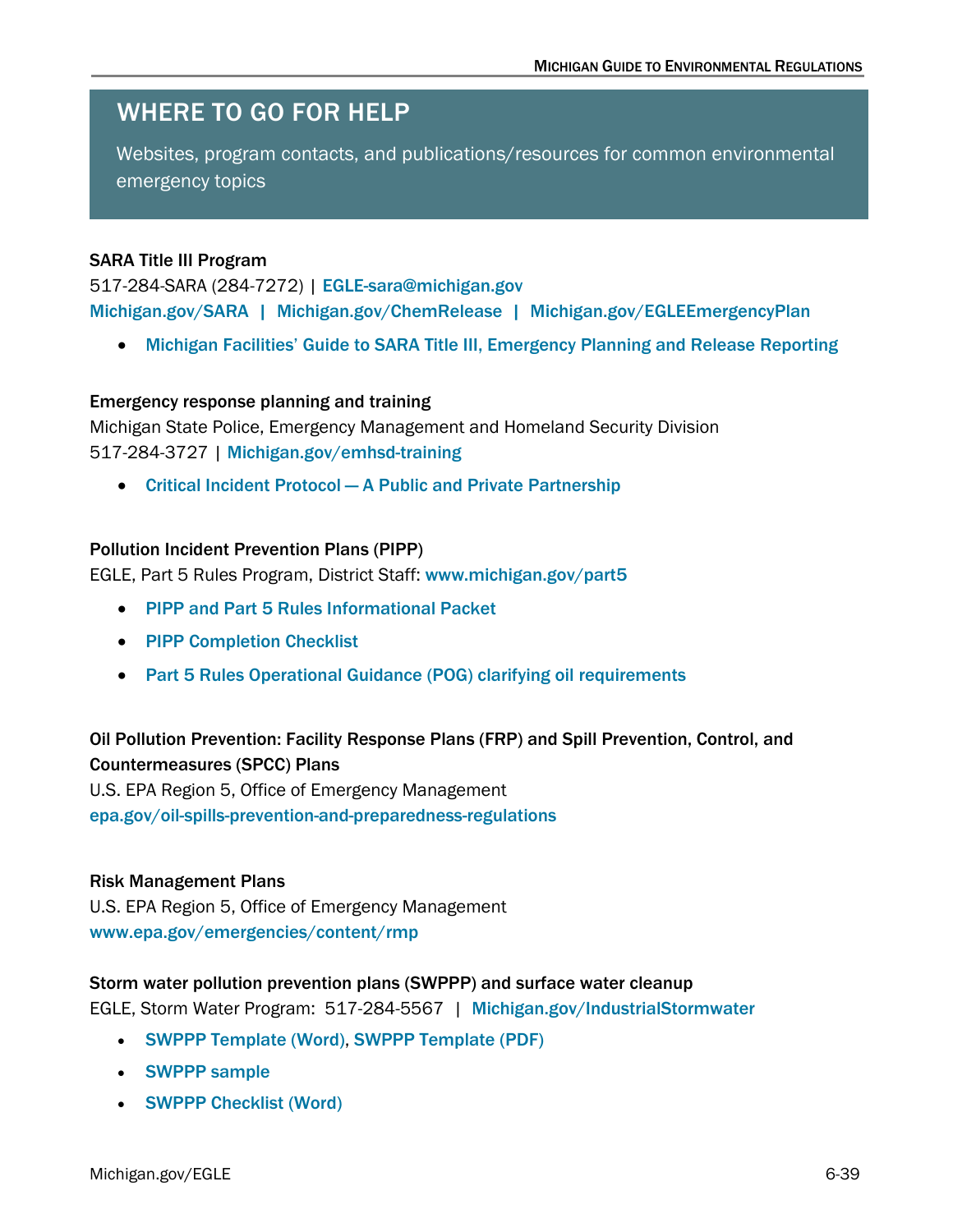## WHERE TO GO FOR HELP

Websites, program contacts, and publications/resources for common environmental emergency topics

**SARA Title III Program**

517-284-SARA (284-7272) | EGLE-sara@michigan.gov

Michigan.gov/SARA | Michigan.gov/ChemRelease | Michigan.gov/EGLEEmergencyPlan

- Michigan Facilities' Guide to SARA Title III, Emergency Planning and Release Reporting

**Emergency response planning and training**

Michigan State Police, Emergency Management and Homeland Security Division

517-284-3727 | Michigan.gov/emhsd-training

- Critical Incident Protocol — A Public and Private Partnership

**Pollution Incident Prevention Plans (PIPP)**

EGLE, Part 5 Rules Program, District Staff: www.michigan.gov/part5

- PIPP and Part 5 Rules Informational Packet
- PIPP Completion Checklist
- Part 5 Rules Operational Guidance (POG) clarifying oil requirements

**Oil Pollution Prevention: Facility Response Plans (FRP) and Spill Prevention, Control, and Countermeasures (SPCC) Plans**

U.S. EPA Region 5, Office of Emergency Management

epa.gov/oil-spills-prevention-and-preparedness-regulations

**Risk Management Plans**

U.S. EPA Region 5, Office of Emergency Management

www.epa.gov/emergencies/content/rmp

**Storm water pollution prevention plans (SWPPP) and surface water cleanup**

EGLE, Storm Water Program: 517-284-5567 | Michigan.gov/IndustrialStormwater

- SWPPP Template (Word), SWPPP Template (PDF)
- SWPPP sample
- SWPPP Checklist (Word)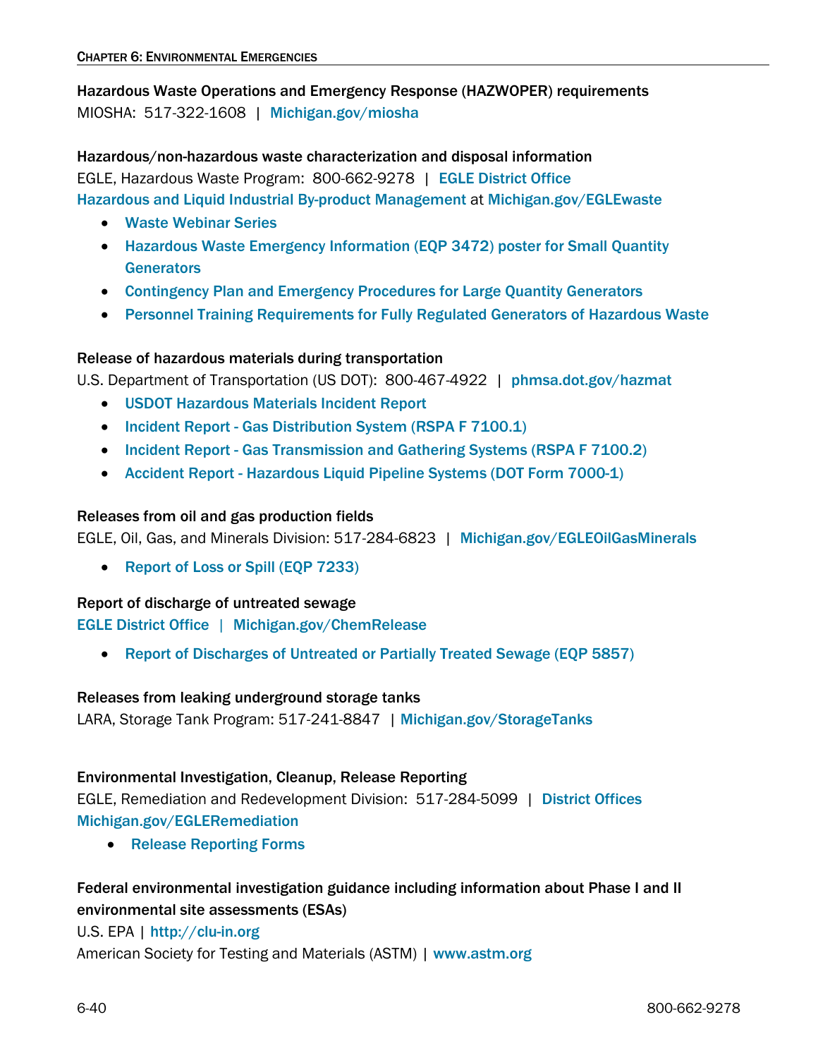**Hazardous Waste Operations and Emergency Response (HAZWOPER) requirements**
MIOSHA: 517-322-1608 | Michigan.gov/miosha

**Hazardous/non-hazardous waste characterization and disposal information**
EGLE, Hazardous Waste Program: 800-662-9278 | EGLE District Office
Hazardous and Liquid Industrial By-product Management at Michigan.gov/EGLEwaste

- Waste Webinar Series
- Hazardous Waste Emergency Information (EQP 3472) poster for Small Quantity Generators
- Contingency Plan and Emergency Procedures for Large Quantity Generators
- Personnel Training Requirements for Fully Regulated Generators of Hazardous Waste

**Release of hazardous materials during transportation**
U.S. Department of Transportation (US DOT): 800-467-4922 | phmsa.dot.gov/hazmat

- USDOT Hazardous Materials Incident Report
- Incident Report - Gas Distribution System (RSPA F 7100.1)
- Incident Report - Gas Transmission and Gathering Systems (RSPA F 7100.2)
- Accident Report - Hazardous Liquid Pipeline Systems (DOT Form 7000-1)

**Releases from oil and gas production fields**
EGLE, Oil, Gas, and Minerals Division: 517-284-6823 | Michigan.gov/EGLEOilGasMinerals

- Report of Loss or Spill (EQP 7233)

**Report of discharge of untreated sewage**
EGLE District Office | Michigan.gov/ChemRelease

- Report of Discharges of Untreated or Partially Treated Sewage (EQP 5857)

**Releases from leaking underground storage tanks**
LARA, Storage Tank Program: 517-241-8847 | Michigan.gov/StorageTanks

**Environmental Investigation, Cleanup, Release Reporting**
EGLE, Remediation and Redevelopment Division: 517-284-5099 | District Offices
Michigan.gov/EGLERemediation

- Release Reporting Forms

**Federal environmental investigation guidance including information about Phase I and II environmental site assessments (ESAs)**
U.S. EPA | http://clu-in.org
American Society for Testing and Materials (ASTM) | www.astm.org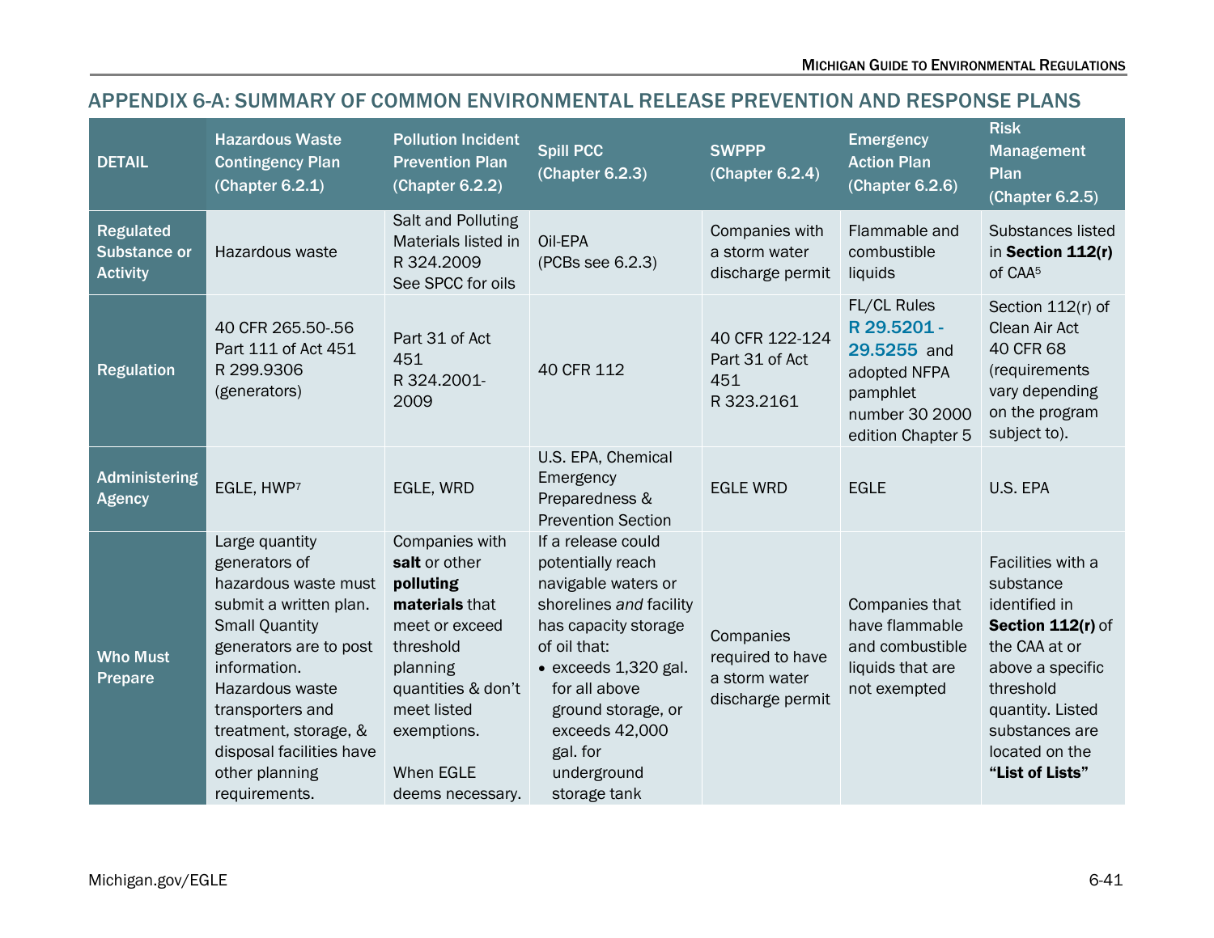## APPENDIX 6-A: SUMMARY OF COMMON ENVIRONMENTAL RELEASE PREVENTION AND RESPONSE PLANS

| DETAIL | Hazardous Waste Contingency Plan (Chapter 6.2.1) | Pollution Incident Prevention Plan (Chapter 6.2.2) | Spill PCC (Chapter 6.2.3) | SWPPP (Chapter 6.2.4) | Emergency Action Plan (Chapter 6.2.6) | Risk Management Plan (Chapter 6.2.5) |
|---|---|---|---|---|---|---|
| **Regulated Substance or Activity** | Hazardous waste | Salt and Polluting Materials listed in R 324.2009 See SPCC for oils | Oil-EPA (PCBs see 6.2.3) | Companies with a storm water discharge permit | Flammable and combustible liquids | Substances listed in **Section 112(r)** of CAA[5] |
| **Regulation** | 40 CFR 265.50-.56 Part 111 of Act 451 R 299.9306 (generators) | Part 31 of Act 451 R 324.2001-2009 | 40 CFR 112 | 40 CFR 122-124 Part 31 of Act 451 R 323.2161 | FL/CL Rules R 29.5201 - 29.5255 and adopted NFPA pamphlet number 30 2000 edition Chapter 5 | Section 112(r) of Clean Air Act 40 CFR 68 (requirements vary depending on the program subject to). |
| **Administering Agency** | EGLE, HWP[7] | EGLE, WRD | U.S. EPA, Chemical Emergency Preparedness & Prevention Section | EGLE WRD | EGLE | U.S. EPA |
| **Who Must Prepare** | Large quantity generators of hazardous waste must submit a written plan. Small Quantity generators are to post information. Hazardous waste transporters and treatment, storage, & disposal facilities have other planning requirements. | Companies with **salt** or other **polluting materials** that meet or exceed threshold planning quantities & don't meet listed exemptions.<br><br>When EGLE deems necessary. | If a release could potentially reach navigable waters or shorelines *and* facility has capacity storage of oil that:<br>• exceeds 1,320 gal. for all above ground storage, or exceeds 42,000 gal. for underground storage tank | Companies required to have a storm water discharge permit | Companies that have flammable and combustible liquids that are not exempted | Facilities with a substance identified in **Section 112(r)** of the CAA at or above a specific threshold quantity. Listed substances are located on the **"List of Lists"** |